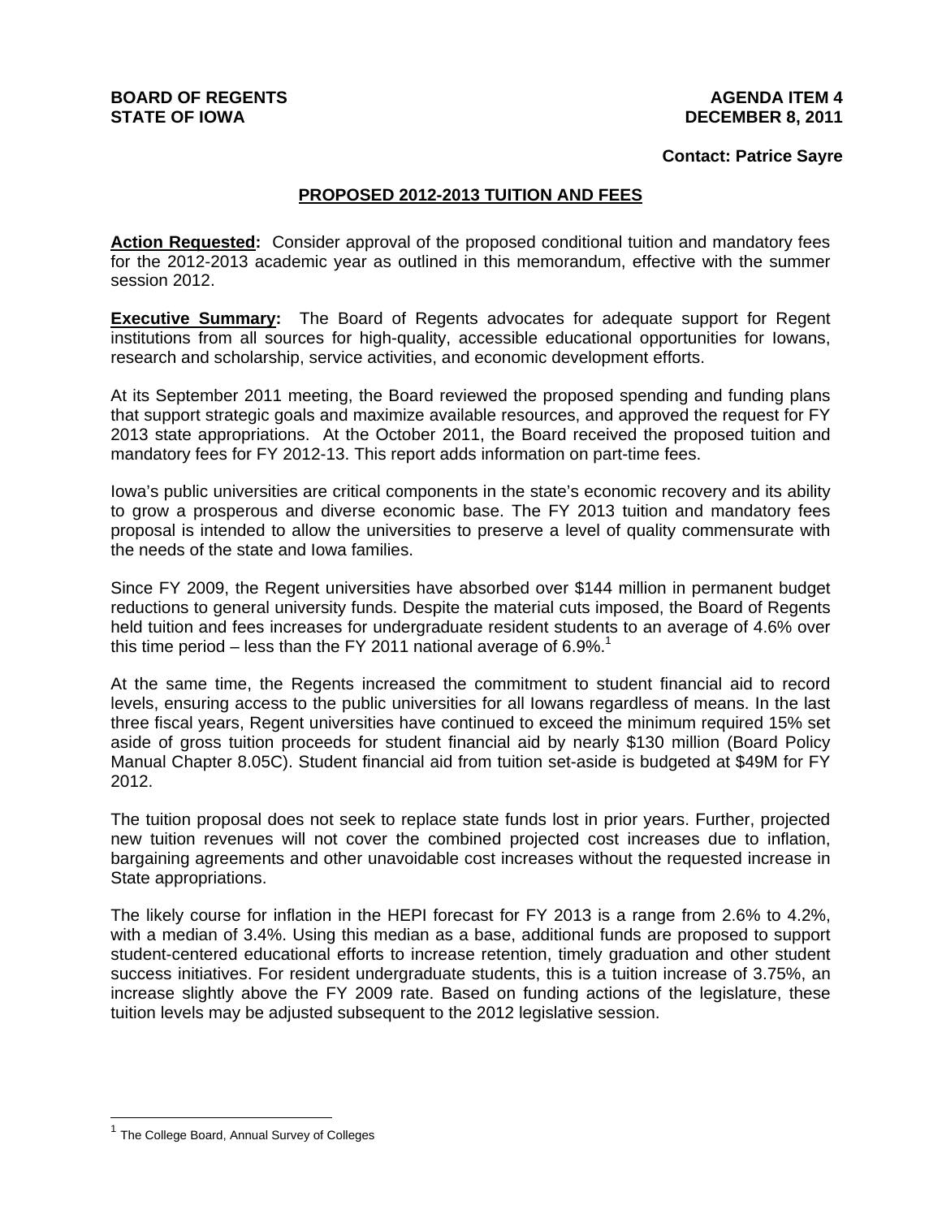**BOARD OF REGENTS**
**STATE OF IOWA**

**AGENDA ITEM 4**
**DECEMBER 8, 2011**

**Contact: Patrice Sayre**

## PROPOSED 2012-2013 TUITION AND FEES

**Action Requested:** Consider approval of the proposed conditional tuition and mandatory fees for the 2012-2013 academic year as outlined in this memorandum, effective with the summer session 2012.

**Executive Summary:** The Board of Regents advocates for adequate support for Regent institutions from all sources for high-quality, accessible educational opportunities for Iowans, research and scholarship, service activities, and economic development efforts.

At its September 2011 meeting, the Board reviewed the proposed spending and funding plans that support strategic goals and maximize available resources, and approved the request for FY 2013 state appropriations. At the October 2011, the Board received the proposed tuition and mandatory fees for FY 2012-13. This report adds information on part-time fees.

Iowa's public universities are critical components in the state's economic recovery and its ability to grow a prosperous and diverse economic base. The FY 2013 tuition and mandatory fees proposal is intended to allow the universities to preserve a level of quality commensurate with the needs of the state and Iowa families.

Since FY 2009, the Regent universities have absorbed over $144 million in permanent budget reductions to general university funds. Despite the material cuts imposed, the Board of Regents held tuition and fees increases for undergraduate resident students to an average of 4.6% over this time period – less than the FY 2011 national average of 6.9%.[1]

At the same time, the Regents increased the commitment to student financial aid to record levels, ensuring access to the public universities for all Iowans regardless of means. In the last three fiscal years, Regent universities have continued to exceed the minimum required 15% set aside of gross tuition proceeds for student financial aid by nearly $130 million (Board Policy Manual Chapter 8.05C). Student financial aid from tuition set-aside is budgeted at $49M for FY 2012.

The tuition proposal does not seek to replace state funds lost in prior years. Further, projected new tuition revenues will not cover the combined projected cost increases due to inflation, bargaining agreements and other unavoidable cost increases without the requested increase in State appropriations.

The likely course for inflation in the HEPI forecast for FY 2013 is a range from 2.6% to 4.2%, with a median of 3.4%. Using this median as a base, additional funds are proposed to support student-centered educational efforts to increase retention, timely graduation and other student success initiatives. For resident undergraduate students, this is a tuition increase of 3.75%, an increase slightly above the FY 2009 rate. Based on funding actions of the legislature, these tuition levels may be adjusted subsequent to the 2012 legislative session.

[1] The College Board, Annual Survey of Colleges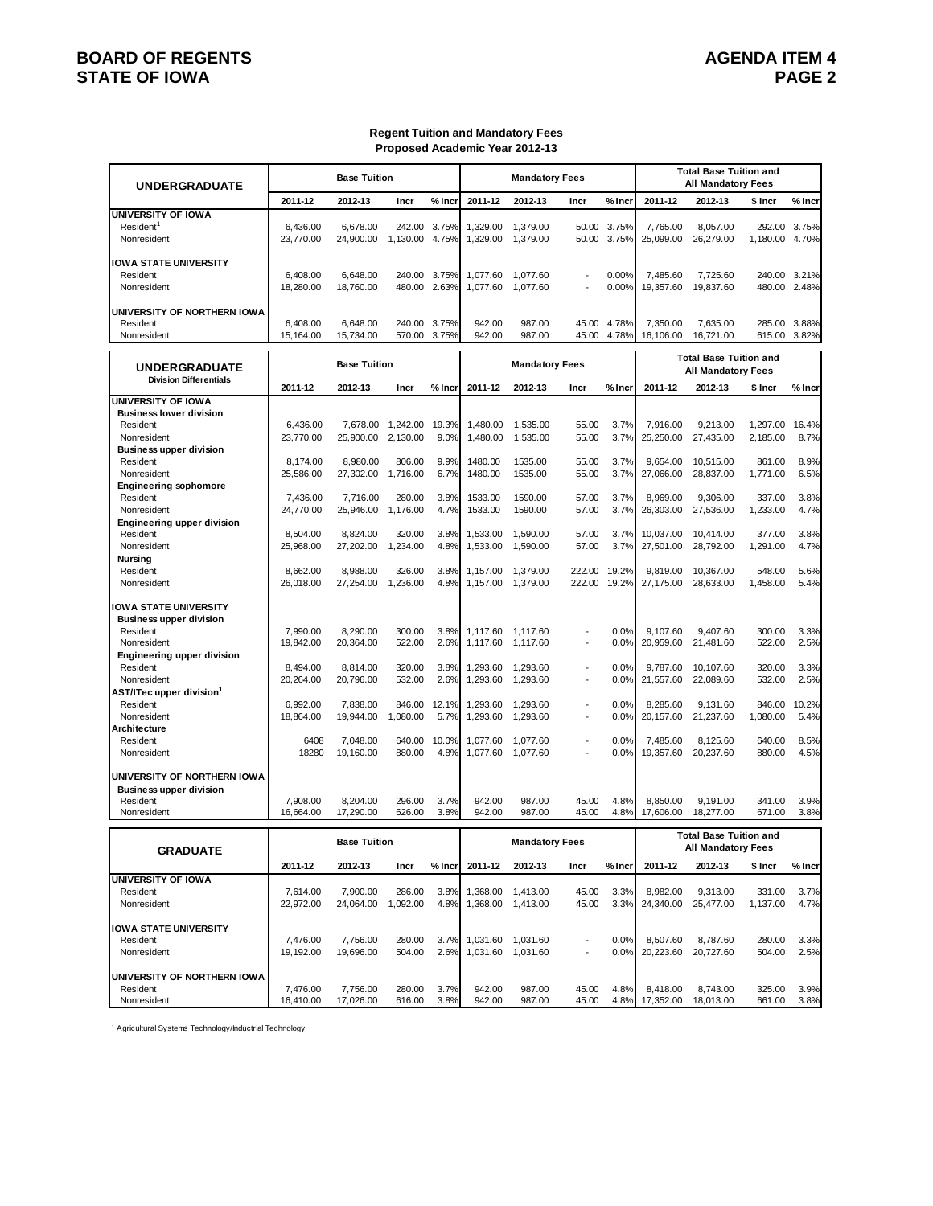## Regent Tuition and Mandatory Fees
## Proposed Academic Year 2012-13

| UNDERGRADUATE | Base Tuition | | | | Mandatory Fees | | | | Total Base Tuition and All Mandatory Fees | | | |
|---|---|---|---|---|---|---|---|---|---|---|---|---|
| | 2011-12 | 2012-13 | Incr | % Incr | 2011-12 | 2012-13 | Incr | % Incr | 2011-12 | 2012-13 | $ Incr | % Incr |
| **UNIVERSITY OF IOWA** | | | | | | | | | | | | |
| Resident[1] | 6,436.00 | 6,678.00 | 242.00 | 3.75% | 1,329.00 | 1,379.00 | 50.00 | 3.75% | 7,765.00 | 8,057.00 | 292.00 | 3.75% |
| Nonresident | 23,770.00 | 24,900.00 | 1,130.00 | 4.75% | 1,329.00 | 1,379.00 | 50.00 | 3.75% | 25,099.00 | 26,279.00 | 1,180.00 | 4.70% |
| **IOWA STATE UNIVERSITY** | | | | | | | | | | | | |
| Resident | 6,408.00 | 6,648.00 | 240.00 | 3.75% | 1,077.60 | 1,077.60 | - | 0.00% | 7,485.60 | 7,725.60 | 240.00 | 3.21% |
| Nonresident | 18,280.00 | 18,760.00 | 480.00 | 2.63% | 1,077.60 | 1,077.60 | - | 0.00% | 19,357.60 | 19,837.60 | 480.00 | 2.48% |
| **UNIVERSITY OF NORTHERN IOWA** | | | | | | | | | | | | |
| Resident | 6,408.00 | 6,648.00 | 240.00 | 3.75% | 942.00 | 987.00 | 45.00 | 4.78% | 7,350.00 | 7,635.00 | 285.00 | 3.88% |
| Nonresident | 15,164.00 | 15,734.00 | 570.00 | 3.75% | 942.00 | 987.00 | 45.00 | 4.78% | 16,106.00 | 16,721.00 | 615.00 | 3.82% |

| UNDERGRADUATE Division Differentials | Base Tuition | | | | Mandatory Fees | | | | Total Base Tuition and All Mandatory Fees | | | |
|---|---|---|---|---|---|---|---|---|---|---|---|---|
| | 2011-12 | 2012-13 | Incr | % Incr | 2011-12 | 2012-13 | Incr | % Incr | 2011-12 | 2012-13 | $ Incr | % Incr |
| **UNIVERSITY OF IOWA** | | | | | | | | | | | | |
| **Business lower division** | | | | | | | | | | | | |
| Resident | 6,436.00 | 7,678.00 | 1,242.00 | 19.3% | 1,480.00 | 1,535.00 | 55.00 | 3.7% | 7,916.00 | 9,213.00 | 1,297.00 | 16.4% |
| Nonresident | 23,770.00 | 25,900.00 | 2,130.00 | 9.0% | 1,480.00 | 1,535.00 | 55.00 | 3.7% | 25,250.00 | 27,435.00 | 2,185.00 | 8.7% |
| **Business upper division** | | | | | | | | | | | | |
| Resident | 8,174.00 | 8,980.00 | 806.00 | 9.9% | 1480.00 | 1535.00 | 55.00 | 3.7% | 9,654.00 | 10,515.00 | 861.00 | 8.9% |
| Nonresident | 25,586.00 | 27,302.00 | 1,716.00 | 6.7% | 1480.00 | 1535.00 | 55.00 | 3.7% | 27,066.00 | 28,837.00 | 1,771.00 | 6.5% |
| **Engineering sophomore** | | | | | | | | | | | | |
| Resident | 7,436.00 | 7,716.00 | 280.00 | 3.8% | 1533.00 | 1590.00 | 57.00 | 3.7% | 8,969.00 | 9,306.00 | 337.00 | 3.8% |
| Nonresident | 24,770.00 | 25,946.00 | 1,176.00 | 4.7% | 1533.00 | 1590.00 | 57.00 | 3.7% | 26,303.00 | 27,536.00 | 1,233.00 | 4.7% |
| **Engineering upper division** | | | | | | | | | | | | |
| Resident | 8,504.00 | 8,824.00 | 320.00 | 3.8% | 1,533.00 | 1,590.00 | 57.00 | 3.7% | 10,037.00 | 10,414.00 | 377.00 | 3.8% |
| Nonresident | 25,968.00 | 27,202.00 | 1,234.00 | 4.8% | 1,533.00 | 1,590.00 | 57.00 | 3.7% | 27,501.00 | 28,792.00 | 1,291.00 | 4.7% |
| **Nursing** | | | | | | | | | | | | |
| Resident | 8,662.00 | 8,988.00 | 326.00 | 3.8% | 1,157.00 | 1,379.00 | 222.00 | 19.2% | 9,819.00 | 10,367.00 | 548.00 | 5.6% |
| Nonresident | 26,018.00 | 27,254.00 | 1,236.00 | 4.8% | 1,157.00 | 1,379.00 | 222.00 | 19.2% | 27,175.00 | 28,633.00 | 1,458.00 | 5.4% |
| **IOWA STATE UNIVERSITY** | | | | | | | | | | | | |
| **Business upper division** | | | | | | | | | | | | |
| Resident | 7,990.00 | 8,290.00 | 300.00 | 3.8% | 1,117.60 | 1,117.60 | - | 0.0% | 9,107.60 | 9,407.60 | 300.00 | 3.3% |
| Nonresident | 19,842.00 | 20,364.00 | 522.00 | 2.6% | 1,117.60 | 1,117.60 | - | 0.0% | 20,959.60 | 21,481.60 | 522.00 | 2.5% |
| **Engineering upper division** | | | | | | | | | | | | |
| Resident | 8,494.00 | 8,814.00 | 320.00 | 3.8% | 1,293.60 | 1,293.60 | - | 0.0% | 9,787.60 | 10,107.60 | 320.00 | 3.3% |
| Nonresident | 20,264.00 | 20,796.00 | 532.00 | 2.6% | 1,293.60 | 1,293.60 | - | 0.0% | 21,557.60 | 22,089.60 | 532.00 | 2.5% |
| **AST/ITec upper division[1]** | | | | | | | | | | | | |
| Resident | 6,992.00 | 7,838.00 | 846.00 | 12.1% | 1,293.60 | 1,293.60 | - | 0.0% | 8,285.60 | 9,131.60 | 846.00 | 10.2% |
| Nonresident | 18,864.00 | 19,944.00 | 1,080.00 | 5.7% | 1,293.60 | 1,293.60 | - | 0.0% | 20,157.60 | 21,237.60 | 1,080.00 | 5.4% |
| **Architecture** | | | | | | | | | | | | |
| Resident | 6408 | 7,048.00 | 640.00 | 10.0% | 1,077.60 | 1,077.60 | - | 0.0% | 7,485.60 | 8,125.60 | 640.00 | 8.5% |
| Nonresident | 18280 | 19,160.00 | 880.00 | 4.8% | 1,077.60 | 1,077.60 | - | 0.0% | 19,357.60 | 20,237.60 | 880.00 | 4.5% |
| **UNIVERSITY OF NORTHERN IOWA** | | | | | | | | | | | | |
| **Business upper division** | | | | | | | | | | | | |
| Resident | 7,908.00 | 8,204.00 | 296.00 | 3.7% | 942.00 | 987.00 | 45.00 | 4.8% | 8,850.00 | 9,191.00 | 341.00 | 3.9% |
| Nonresident | 16,664.00 | 17,290.00 | 626.00 | 3.8% | 942.00 | 987.00 | 45.00 | 4.8% | 17,606.00 | 18,277.00 | 671.00 | 3.8% |

| GRADUATE | Base Tuition | | | | Mandatory Fees | | | | Total Base Tuition and All Mandatory Fees | | | |
|---|---|---|---|---|---|---|---|---|---|---|---|---|
| | 2011-12 | 2012-13 | Incr | % Incr | 2011-12 | 2012-13 | Incr | % Incr | 2011-12 | 2012-13 | $ Incr | % Incr |
| **UNIVERSITY OF IOWA** | | | | | | | | | | | | |
| Resident | 7,614.00 | 7,900.00 | 286.00 | 3.8% | 1,368.00 | 1,413.00 | 45.00 | 3.3% | 8,982.00 | 9,313.00 | 331.00 | 3.7% |
| Nonresident | 22,972.00 | 24,064.00 | 1,092.00 | 4.8% | 1,368.00 | 1,413.00 | 45.00 | 3.3% | 24,340.00 | 25,477.00 | 1,137.00 | 4.7% |
| **IOWA STATE UNIVERSITY** | | | | | | | | | | | | |
| Resident | 7,476.00 | 7,756.00 | 280.00 | 3.7% | 1,031.60 | 1,031.60 | - | 0.0% | 8,507.60 | 8,787.60 | 280.00 | 3.3% |
| Nonresident | 19,192.00 | 19,696.00 | 504.00 | 2.6% | 1,031.60 | 1,031.60 | - | 0.0% | 20,223.60 | 20,727.60 | 504.00 | 2.5% |
| **UNIVERSITY OF NORTHERN IOWA** | | | | | | | | | | | | |
| Resident | 7,476.00 | 7,756.00 | 280.00 | 3.7% | 942.00 | 987.00 | 45.00 | 4.8% | 8,418.00 | 8,743.00 | 325.00 | 3.9% |
| Nonresident | 16,410.00 | 17,026.00 | 616.00 | 3.8% | 942.00 | 987.00 | 45.00 | 4.8% | 17,352.00 | 18,013.00 | 661.00 | 3.8% |

[1] Agricultural Systems Technology/Industrial Technology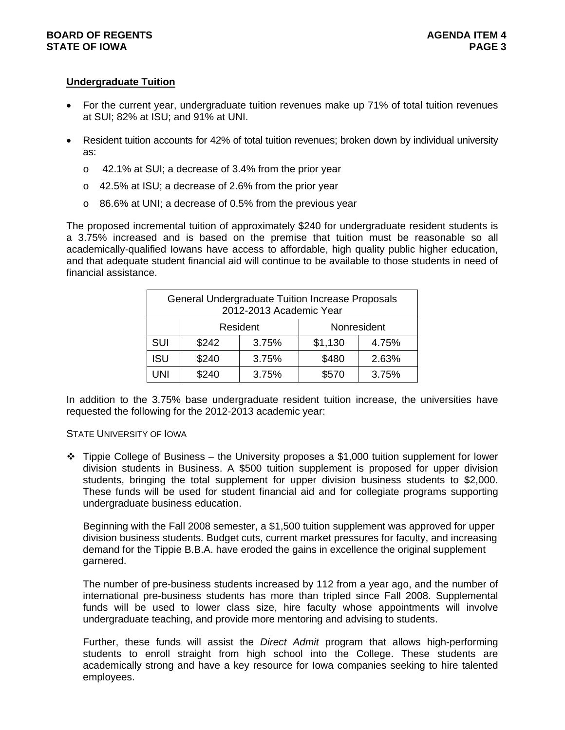## Undergraduate Tuition

- For the current year, undergraduate tuition revenues make up 71% of total tuition revenues at SUI; 82% at ISU; and 91% at UNI.
- Resident tuition accounts for 42% of total tuition revenues; broken down by individual university as:
  - 42.1% at SUI; a decrease of 3.4% from the prior year
  - 42.5% at ISU; a decrease of 2.6% from the prior year
  - 86.6% at UNI; a decrease of 0.5% from the previous year

The proposed incremental tuition of approximately $240 for undergraduate resident students is a 3.75% increased and is based on the premise that tuition must be reasonable so all academically-qualified Iowans have access to affordable, high quality public higher education, and that adequate student financial aid will continue to be available to those students in need of financial assistance.

| General Undergraduate Tuition Increase Proposals 2012-2013 Academic Year | | | | |
|---|---|---|---|---|
| | Resident | | Nonresident | |
| SUI | $242 | 3.75% | $1,130 | 4.75% |
| ISU | $240 | 3.75% | $480 | 2.63% |
| UNI | $240 | 3.75% | $570 | 3.75% |

In addition to the 3.75% base undergraduate resident tuition increase, the universities have requested the following for the 2012-2013 academic year:

STATE UNIVERSITY OF IOWA

- Tippie College of Business – the University proposes a $1,000 tuition supplement for lower division students in Business. A $500 tuition supplement is proposed for upper division students, bringing the total supplement for upper division business students to $2,000. These funds will be used for student financial aid and for collegiate programs supporting undergraduate business education.

  Beginning with the Fall 2008 semester, a $1,500 tuition supplement was approved for upper division business students. Budget cuts, current market pressures for faculty, and increasing demand for the Tippie B.B.A. have eroded the gains in excellence the original supplement garnered.

  The number of pre-business students increased by 112 from a year ago, and the number of international pre-business students has more than tripled since Fall 2008. Supplemental funds will be used to lower class size, hire faculty whose appointments will involve undergraduate teaching, and provide more mentoring and advising to students.

  Further, these funds will assist the *Direct Admit* program that allows high-performing students to enroll straight from high school into the College. These students are academically strong and have a key resource for Iowa companies seeking to hire talented employees.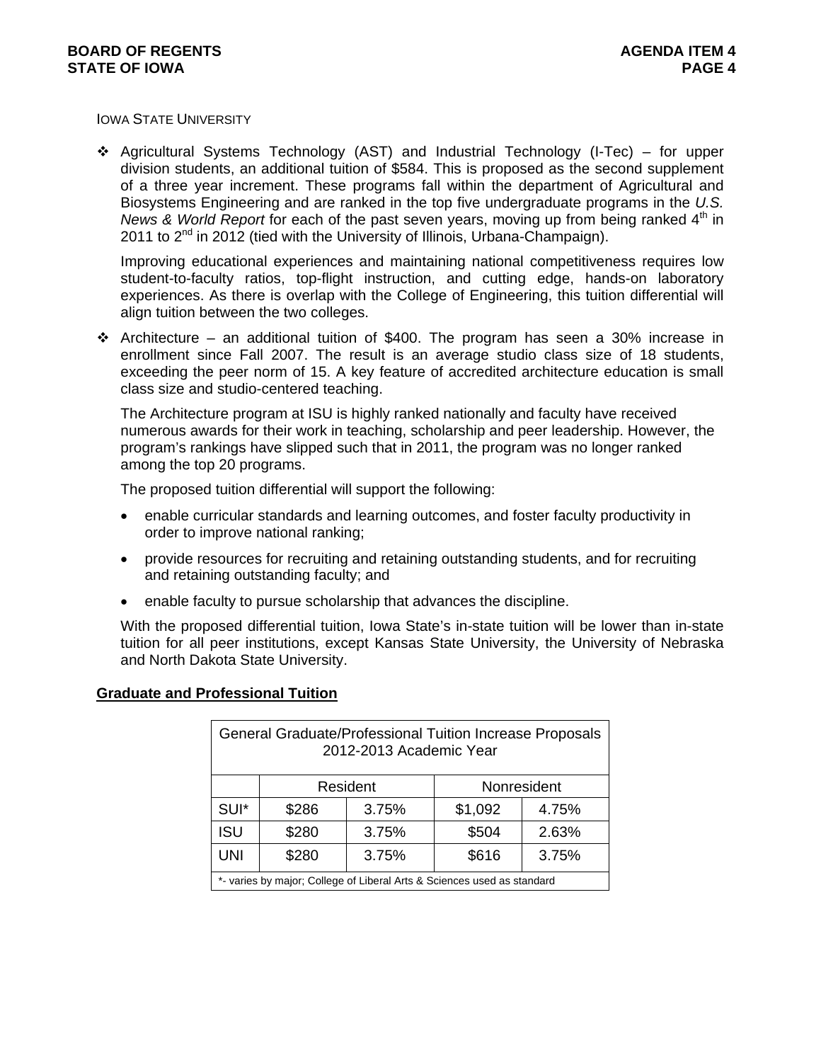IOWA STATE UNIVERSITY

- Agricultural Systems Technology (AST) and Industrial Technology (I-Tec) – for upper division students, an additional tuition of $584. This is proposed as the second supplement of a three year increment. These programs fall within the department of Agricultural and Biosystems Engineering and are ranked in the top five undergraduate programs in the *U.S. News & World Report* for each of the past seven years, moving up from being ranked 4th in 2011 to 2nd in 2012 (tied with the University of Illinois, Urbana-Champaign).

  Improving educational experiences and maintaining national competitiveness requires low student-to-faculty ratios, top-flight instruction, and cutting edge, hands-on laboratory experiences. As there is overlap with the College of Engineering, this tuition differential will align tuition between the two colleges.

- Architecture – an additional tuition of $400. The program has seen a 30% increase in enrollment since Fall 2007. The result is an average studio class size of 18 students, exceeding the peer norm of 15. A key feature of accredited architecture education is small class size and studio-centered teaching.

  The Architecture program at ISU is highly ranked nationally and faculty have received numerous awards for their work in teaching, scholarship and peer leadership. However, the program's rankings have slipped such that in 2011, the program was no longer ranked among the top 20 programs.

  The proposed tuition differential will support the following:

  - enable curricular standards and learning outcomes, and foster faculty productivity in order to improve national ranking;
  - provide resources for recruiting and retaining outstanding students, and for recruiting and retaining outstanding faculty; and
  - enable faculty to pursue scholarship that advances the discipline.

  With the proposed differential tuition, Iowa State's in-state tuition will be lower than in-state tuition for all peer institutions, except Kansas State University, the University of Nebraska and North Dakota State University.

## Graduate and Professional Tuition

General Graduate/Professional Tuition Increase Proposals 2012-2013 Academic Year

| | Resident | | Nonresident | |
|---|---|---|---|---|
| SUI* | $286 | 3.75% | $1,092 | 4.75% |
| ISU | $280 | 3.75% | $504 | 2.63% |
| UNI | $280 | 3.75% | $616 | 3.75% |

*- varies by major; College of Liberal Arts & Sciences used as standard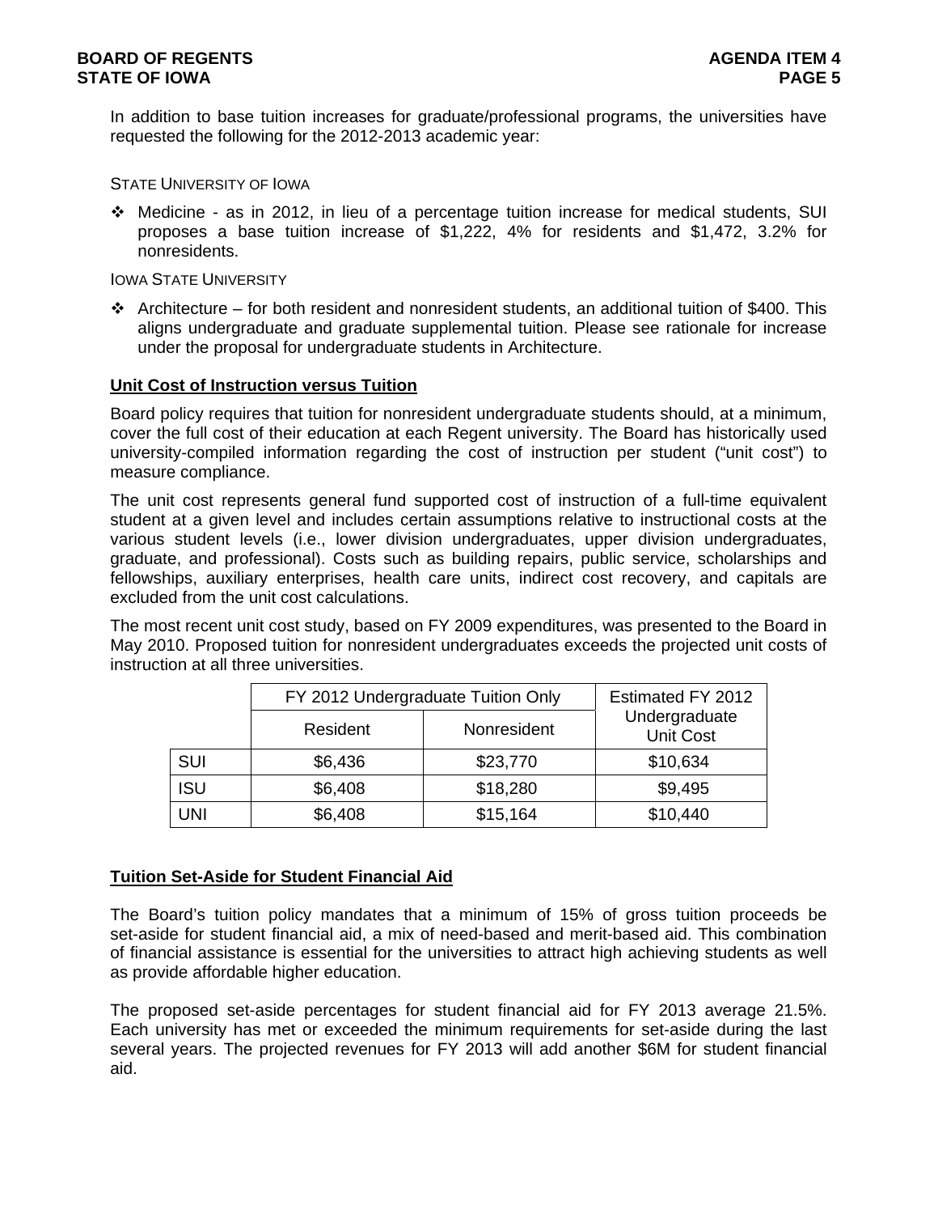In addition to base tuition increases for graduate/professional programs, the universities have requested the following for the 2012-2013 academic year:

STATE UNIVERSITY OF IOWA

- Medicine - as in 2012, in lieu of a percentage tuition increase for medical students, SUI proposes a base tuition increase of $1,222, 4% for residents and $1,472, 3.2% for nonresidents.

IOWA STATE UNIVERSITY

- Architecture – for both resident and nonresident students, an additional tuition of $400. This aligns undergraduate and graduate supplemental tuition. Please see rationale for increase under the proposal for undergraduate students in Architecture.

**Unit Cost of Instruction versus Tuition**

Board policy requires that tuition for nonresident undergraduate students should, at a minimum, cover the full cost of their education at each Regent university. The Board has historically used university-compiled information regarding the cost of instruction per student ("unit cost") to measure compliance.

The unit cost represents general fund supported cost of instruction of a full-time equivalent student at a given level and includes certain assumptions relative to instructional costs at the various student levels (i.e., lower division undergraduates, upper division undergraduates, graduate, and professional). Costs such as building repairs, public service, scholarships and fellowships, auxiliary enterprises, health care units, indirect cost recovery, and capitals are excluded from the unit cost calculations.

The most recent unit cost study, based on FY 2009 expenditures, was presented to the Board in May 2010. Proposed tuition for nonresident undergraduates exceeds the projected unit costs of instruction at all three universities.

| | FY 2012 Undergraduate Tuition Only | | Estimated FY 2012 Undergraduate Unit Cost |
|---|---|---|---|
| | Resident | Nonresident | |
| SUI | $6,436 | $23,770 | $10,634 |
| ISU | $6,408 | $18,280 | $9,495 |
| UNI | $6,408 | $15,164 | $10,440 |

**Tuition Set-Aside for Student Financial Aid**

The Board's tuition policy mandates that a minimum of 15% of gross tuition proceeds be set-aside for student financial aid, a mix of need-based and merit-based aid. This combination of financial assistance is essential for the universities to attract high achieving students as well as provide affordable higher education.

The proposed set-aside percentages for student financial aid for FY 2013 average 21.5%. Each university has met or exceeded the minimum requirements for set-aside during the last several years. The projected revenues for FY 2013 will add another $6M for student financial aid.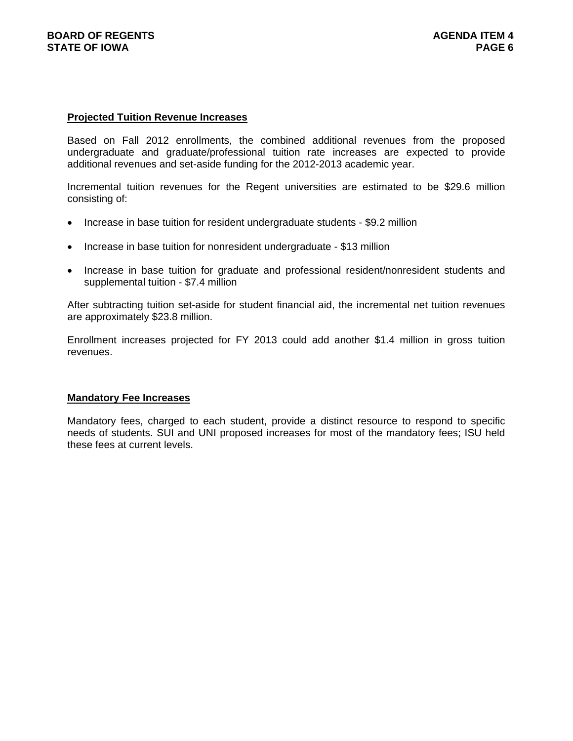**Projected Tuition Revenue Increases**

Based on Fall 2012 enrollments, the combined additional revenues from the proposed undergraduate and graduate/professional tuition rate increases are expected to provide additional revenues and set-aside funding for the 2012-2013 academic year.

Incremental tuition revenues for the Regent universities are estimated to be $29.6 million consisting of:

- Increase in base tuition for resident undergraduate students - $9.2 million
- Increase in base tuition for nonresident undergraduate - $13 million
- Increase in base tuition for graduate and professional resident/nonresident students and supplemental tuition - $7.4 million

After subtracting tuition set-aside for student financial aid, the incremental net tuition revenues are approximately $23.8 million.

Enrollment increases projected for FY 2013 could add another $1.4 million in gross tuition revenues.

**Mandatory Fee Increases**

Mandatory fees, charged to each student, provide a distinct resource to respond to specific needs of students. SUI and UNI proposed increases for most of the mandatory fees; ISU held these fees at current levels.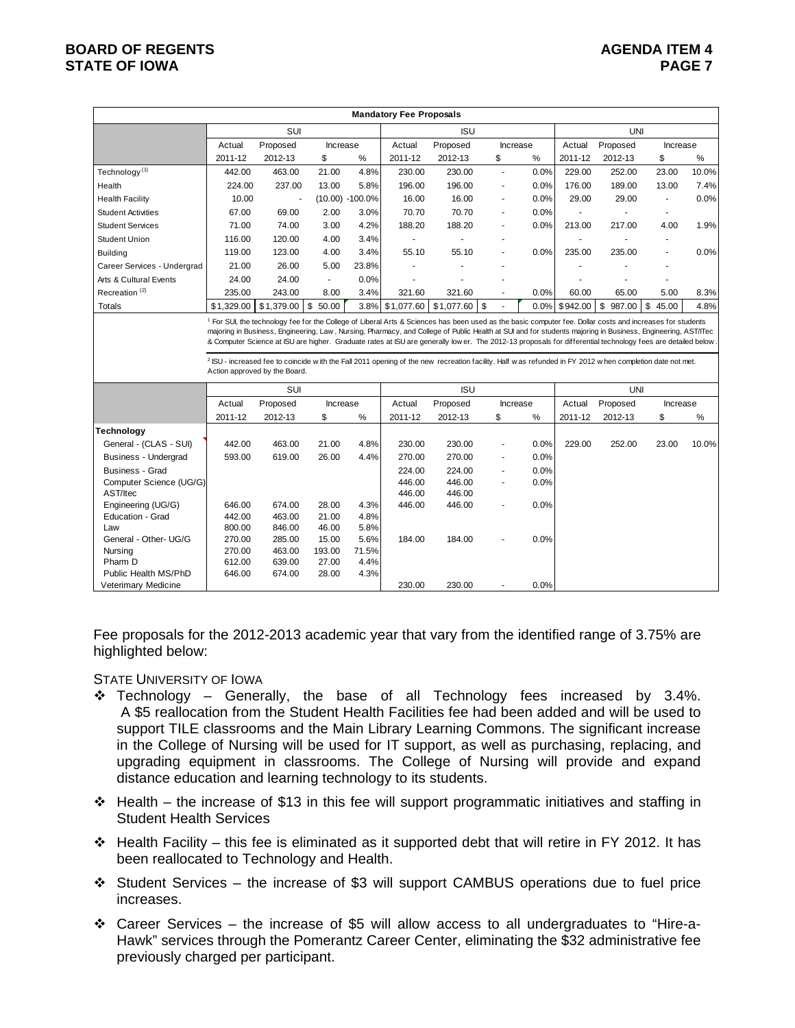| Mandatory Fee Proposals | | | | | | | | | | | | |
|---|---|---|---|---|---|---|---|---|---|---|---|---|
| | SUI | | | | ISU | | | | UNI | | | |
| | Actual 2011-12 | Proposed 2012-13 | Increase $ | Increase % | Actual 2011-12 | Proposed 2012-13 | Increase $ | Increase % | Actual 2011-12 | Proposed 2012-13 | Increase $ | Increase % |
| Technology [1] | 442.00 | 463.00 | 21.00 | 4.8% | 230.00 | 230.00 | - | 0.0% | 229.00 | 252.00 | 23.00 | 10.0% |
| Health | 224.00 | 237.00 | 13.00 | 5.8% | 196.00 | 196.00 | - | 0.0% | 176.00 | 189.00 | 13.00 | 7.4% |
| Health Facility | 10.00 | - | (10.00) | -100.0% | 16.00 | 16.00 | - | 0.0% | 29.00 | 29.00 | - | 0.0% |
| Student Activities | 67.00 | 69.00 | 2.00 | 3.0% | 70.70 | 70.70 | - | 0.0% | - | - | - | |
| Student Services | 71.00 | 74.00 | 3.00 | 4.2% | 188.20 | 188.20 | - | 0.0% | 213.00 | 217.00 | 4.00 | 1.9% |
| Student Union | 116.00 | 120.00 | 4.00 | 3.4% | - | - | - | | - | - | - | |
| Building | 119.00 | 123.00 | 4.00 | 3.4% | 55.10 | 55.10 | - | 0.0% | 235.00 | 235.00 | - | 0.0% |
| Career Services - Undergrad | 21.00 | 26.00 | 5.00 | 23.8% | - | - | - | | - | - | - | |
| Arts & Cultural Events | 24.00 | 24.00 | - | 0.0% | - | - | - | | - | - | - | |
| Recreation [2] | 235.00 | 243.00 | 8.00 | 3.4% | 321.60 | 321.60 | - | 0.0% | 60.00 | 65.00 | 5.00 | 8.3% |
| Totals | $1,329.00 | $1,379.00 | $ 50.00 | 3.8% | $1,077.60 | $1,077.60 | $ - | 0.0% | $942.00 | $ 987.00 | $ 45.00 | 4.8% |

[1] For SUI, the technology fee for the College of Liberal Arts & Sciences has been used as the basic computer fee. Dollar costs and increases for students majoring in Business, Engineering, Law, Nursing, Pharmacy, and College of Public Health at SUI and for students majoring in Business, Engineering, AST/ITec & Computer Science at ISU are higher. Graduate rates at ISU are generally lower. The 2012-13 proposals for differential technology fees are detailed below.

[2] ISU - increased fee to coincide with the Fall 2011 opening of the new recreation facility. Half was refunded in FY 2012 when completion date not met. Action approved by the Board.

| | SUI | | | | ISU | | | | UNI | | | |
|---|---|---|---|---|---|---|---|---|---|---|---|---|
| | Actual 2011-12 | Proposed 2012-13 | Increase $ | Increase % | Actual 2011-12 | Proposed 2012-13 | Increase $ | Increase % | Actual 2011-12 | Proposed 2012-13 | Increase $ | Increase % |
| **Technology** | | | | | | | | | | | | |
| General - (CLAS - SUI) | 442.00 | 463.00 | 21.00 | 4.8% | 230.00 | 230.00 | - | 0.0% | 229.00 | 252.00 | 23.00 | 10.0% |
| Business - Undergrad | 593.00 | 619.00 | 26.00 | 4.4% | 270.00 | 270.00 | - | 0.0% | | | | |
| Business - Grad | | | | | 224.00 | 224.00 | - | 0.0% | | | | |
| Computer Science (UG/G) | | | | | 446.00 | 446.00 | - | 0.0% | | | | |
| AST/Itec | | | | | 446.00 | 446.00 | | | | | | |
| Engineering (UG/G) | 646.00 | 674.00 | 28.00 | 4.3% | 446.00 | 446.00 | - | 0.0% | | | | |
| Education - Grad | 442.00 | 463.00 | 21.00 | 4.8% | | | | | | | | |
| Law | 800.00 | 846.00 | 46.00 | 5.8% | | | | | | | | |
| General - Other- UG/G | 270.00 | 285.00 | 15.00 | 5.6% | 184.00 | 184.00 | - | 0.0% | | | | |
| Nursing | 270.00 | 463.00 | 193.00 | 71.5% | | | | | | | | |
| Pharm D | 612.00 | 639.00 | 27.00 | 4.4% | | | | | | | | |
| Public Health MS/PhD | 646.00 | 674.00 | 28.00 | 4.3% | | | | | | | | |
| Veterimary Medicine | | | | | 230.00 | 230.00 | - | 0.0% | | | | |

Fee proposals for the 2012-2013 academic year that vary from the identified range of 3.75% are highlighted below:

STATE UNIVERSITY OF IOWA

- Technology – Generally, the base of all Technology fees increased by 3.4%. A $5 reallocation from the Student Health Facilities fee had been added and will be used to support TILE classrooms and the Main Library Learning Commons. The significant increase in the College of Nursing will be used for IT support, as well as purchasing, replacing, and upgrading equipment in classrooms. The College of Nursing will provide and expand distance education and learning technology to its students.
- Health – the increase of $13 in this fee will support programmatic initiatives and staffing in Student Health Services
- Health Facility – this fee is eliminated as it supported debt that will retire in FY 2012. It has been reallocated to Technology and Health.
- Student Services – the increase of $3 will support CAMBUS operations due to fuel price increases.
- Career Services – the increase of $5 will allow access to all undergraduates to "Hire-a-Hawk" services through the Pomerantz Career Center, eliminating the $32 administrative fee previously charged per participant.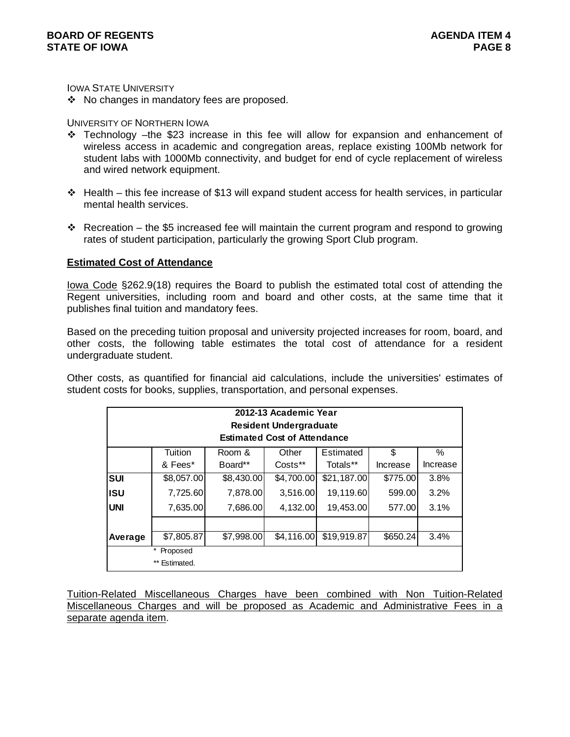IOWA STATE UNIVERSITY

- No changes in mandatory fees are proposed.

UNIVERSITY OF NORTHERN IOWA

- Technology –the $23 increase in this fee will allow for expansion and enhancement of wireless access in academic and congregation areas, replace existing 100Mb network for student labs with 1000Mb connectivity, and budget for end of cycle replacement of wireless and wired network equipment.
- Health – this fee increase of $13 will expand student access for health services, in particular mental health services.
- Recreation – the $5 increased fee will maintain the current program and respond to growing rates of student participation, particularly the growing Sport Club program.

**Estimated Cost of Attendance**

Iowa Code §262.9(18) requires the Board to publish the estimated total cost of attending the Regent universities, including room and board and other costs, at the same time that it publishes final tuition and mandatory fees.

Based on the preceding tuition proposal and university projected increases for room, board, and other costs, the following table estimates the total cost of attendance for a resident undergraduate student.

Other costs, as quantified for financial aid calculations, include the universities' estimates of student costs for books, supplies, transportation, and personal expenses.

**2012-13 Academic Year**
**Resident Undergraduate**
**Estimated Cost of Attendance**

| | Tuition & Fees* | Room & Board** | Other Costs** | Estimated Totals** | $ Increase | % Increase |
|---|---|---|---|---|---|---|
| **SUI** | $8,057.00 | $8,430.00 | $4,700.00 | $21,187.00 | $775.00 | 3.8% |
| **ISU** | 7,725.60 | 7,878.00 | 3,516.00 | 19,119.60 | 599.00 | 3.2% |
| **UNI** | 7,635.00 | 7,686.00 | 4,132.00 | 19,453.00 | 577.00 | 3.1% |
| | | | | | | |
| **Average** | $7,805.87 | $7,998.00 | $4,116.00 | $19,919.87 | $650.24 | 3.4% |

\* Proposed
\*\* Estimated.

Tuition-Related Miscellaneous Charges have been combined with Non Tuition-Related Miscellaneous Charges and will be proposed as Academic and Administrative Fees in a separate agenda item.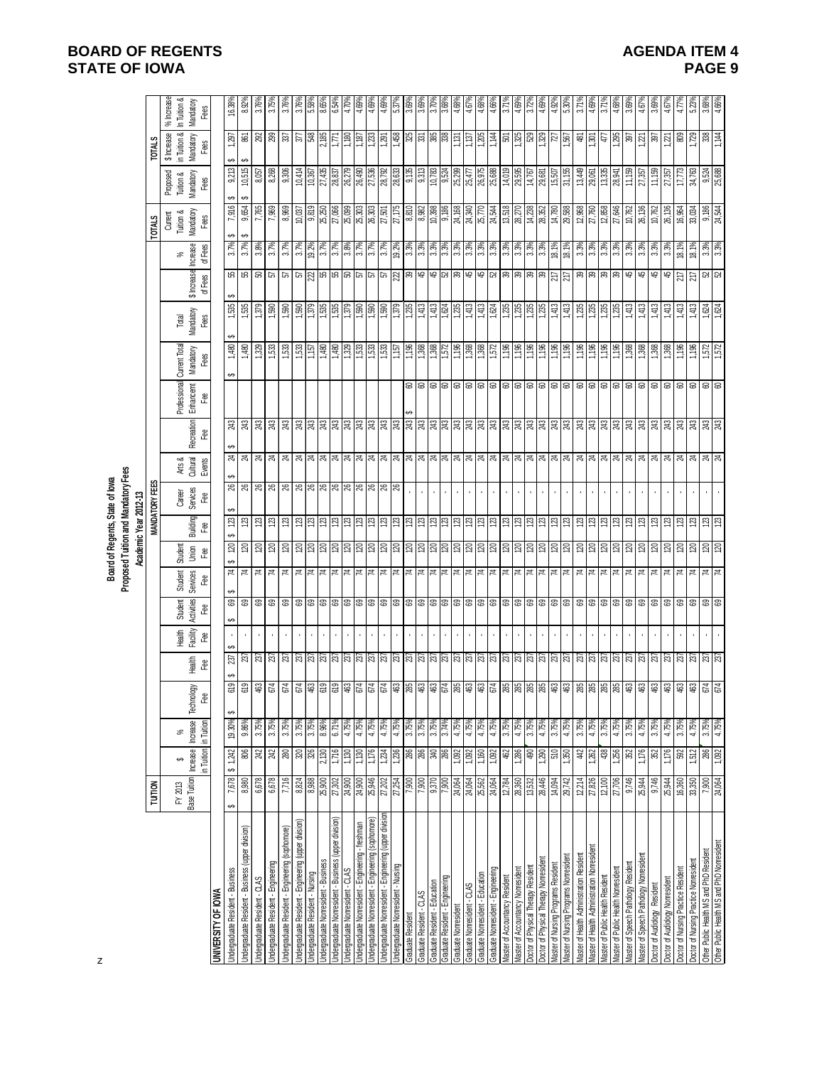## Board of Regents, State of Iowa
## Proposed Tuition and Mandatory Fees
## Academic Year 2012-13

| | TUITION | | | MANDATORY FEES | | | | | | | | | | | | | | | TOTALS | | | |
|---|---|---|---|---|---|---|---|---|---|---|---|---|---|---|---|---|---|---|---|---|---|---|
| | FY 2013 Base Tuition | $ Increase in Tuition | % Increase in Tuition | Technology Fee | Health Fee | Health Facility Fee | Student Activities Fee | Student Services Fee | Student Union Fee | Building Fee | Career Services Fee | Arts & Cultural Events | Recreation Fee | Professional Enhancement Fee | Current Total Mandatory Fees | Total Mandatory Fees | $ Increase of Fees | % Increase of Fees | Current Tuition & Mandatory Fees | Proposed Tuition & Mandatory Fees | $ Increase in Tuition & Mandatory Fees | % Increase in Tuition & Mandatory Fees |
| **UNIVERSITY OF IOWA** | | | | | | | | | | | | | | | | | | | | | | |
| Undergraduate Resident - Business | $ 7,678 | $ 1,242 | 19.30% | $ 619 | $ 237 | $ - | $ 69 | $ 74 | $ 120 | $ 123 | $ 26 | $ 24 | $ 243 | | $ 1,480 | $ 1,535 | $ 55 | 3.7% | $ 7,916 | $ 9,213 | $ 1,297 | 16.38% |
| Undergraduate Resident - Business (upper division) | 8,980 | 806 | 9.86% | 619 | 237 | - | 69 | 74 | 120 | 123 | 26 | 24 | 243 | | 1,480 | 1,535 | 55 | 3.7% | $ 9,654 | $ 10,515 | $ 861 | 8.92% |
| Undergraduate Resident - CLAS | 6,678 | 242 | 3.75% | 463 | 237 | - | 69 | 74 | 120 | 123 | 26 | 24 | 243 | | 1,329 | 1,379 | 50 | 3.8% | 7,765 | 8,057 | 292 | 3.76% |
| Undergraduate Resident - Engineering | 6,678 | 242 | 3.75% | 674 | 237 | - | 69 | 74 | 120 | 123 | 26 | 24 | 243 | | 1,533 | 1,590 | 57 | 3.7% | 7,969 | 8,268 | 299 | 3.75% |
| Undergraduate Resident - Engineering (sophomore) | 7,716 | 280 | 3.75% | 674 | 237 | - | 69 | 74 | 120 | 123 | 26 | 24 | 243 | | 1,533 | 1,590 | 57 | 3.7% | 8,969 | 9,306 | 337 | 3.76% |
| Undergraduate Resident - Engineering (upper division) | 8,824 | 320 | 3.75% | 674 | 237 | - | 69 | 74 | 120 | 123 | 26 | 24 | 243 | | 1,533 | 1,590 | 57 | 3.7% | 10,037 | 10,414 | 377 | 3.76% |
| Undergraduate Resident - Nursing | 8,988 | 326 | 3.75% | 463 | 237 | - | 69 | 74 | 120 | 123 | 26 | 24 | 243 | | 1,157 | 1,379 | 222 | 19.2% | 9,819 | 10,367 | 548 | 5.58% |
| Undergraduate Nonresident - Business | 25,900 | 2,130 | 8.96% | 619 | 237 | - | 69 | 74 | 120 | 123 | 26 | 24 | 243 | | 1,480 | 1,535 | 55 | 3.7% | 25,250 | 27,435 | 2,185 | 8.65% |
| Undergraduate Nonresident - Business (upper division) | 27,302 | 1,716 | 6.71% | 619 | 237 | - | 69 | 74 | 120 | 123 | 26 | 24 | 243 | | 1,480 | 1,535 | 55 | 3.7% | 27,066 | 28,837 | 1,771 | 6.54% |
| Undergraduate Nonresident - CLAS | 24,900 | 1,130 | 4.75% | 463 | 237 | - | 69 | 74 | 120 | 123 | 26 | 24 | 243 | | 1,329 | 1,379 | 50 | 3.8% | 25,099 | 26,279 | 1,180 | 4.70% |
| Undergraduate Nonresident - Engineering - freshman | 24,900 | 1,130 | 4.75% | 674 | 237 | - | 69 | 74 | 120 | 123 | 26 | 24 | 243 | | 1,533 | 1,590 | 57 | 3.7% | 25,303 | 26,490 | 1,187 | 4.69% |
| Undergraduate Nonresident - Engineering (sophomore) | 25,946 | 1,176 | 4.75% | 674 | 237 | - | 69 | 74 | 120 | 123 | 26 | 24 | 243 | | 1,533 | 1,590 | 57 | 3.7% | 26,303 | 27,536 | 1,233 | 4.69% |
| Undergraduate Nonresident - Engineering (upper division) | 27,202 | 1,234 | 4.75% | 674 | 237 | - | 69 | 74 | 120 | 123 | 26 | 24 | 243 | | 1,533 | 1,590 | 57 | 3.7% | 27,501 | 28,792 | 1,291 | 4.69% |
| Undergraduate Nonresident - Nursing | 27,254 | 1,236 | 4.75% | 463 | 237 | - | 69 | 74 | 120 | 123 | 26 | 24 | 243 | | 1,157 | 1,379 | 222 | 19.2% | 27,175 | 28,633 | 1,458 | 5.37% |
| Graduate Resident | 7,900 | 286 | 3.75% | 285 | 237 | - | 69 | 74 | 120 | 123 | - | 24 | 243 | $ 60 | 1,196 | 1,235 | 39 | 3.3% | 8,810 | 9,135 | 325 | 3.69% |
| Graduate Resident - CLAS | 7,900 | 286 | 3.75% | 463 | 237 | - | 69 | 74 | 120 | 123 | - | 24 | 243 | 60 | 1,368 | 1,413 | 45 | 3.3% | 8,982 | 9,313 | 331 | 3.69% |
| Graduate Resident - Education | 9,370 | 340 | 3.75% | 463 | 237 | - | 69 | 74 | 120 | 123 | - | 24 | 243 | 60 | 1,368 | 1,413 | 45 | 3.3% | 10,398 | 10,783 | 385 | 3.70% |
| Graduate Resident - Engineering | 7,900 | 286 | 3.74% | 674 | 237 | - | 69 | 74 | 120 | 123 | - | 24 | 243 | 60 | 1,572 | 1,624 | 52 | 3.3% | 9,186 | 9,524 | 338 | 3.68% |
| Graduate Nonresident | 24,064 | 1,092 | 4.75% | 285 | 237 | - | 69 | 74 | 120 | 123 | - | 24 | 243 | 60 | 1,196 | 1,235 | 39 | 3.3% | 24,168 | 25,299 | 1,131 | 4.68% |
| Graduate Nonresident - CLAS | 24,064 | 1,092 | 4.75% | 463 | 237 | - | 69 | 74 | 120 | 123 | - | 24 | 243 | 60 | 1,368 | 1,413 | 45 | 3.3% | 24,340 | 25,477 | 1,137 | 4.67% |
| Graduate Nonresident - Education | 25,562 | 1,160 | 4.75% | 463 | 237 | - | 69 | 74 | 120 | 123 | - | 24 | 243 | 60 | 1,368 | 1,413 | 45 | 3.3% | 25,770 | 26,975 | 1,205 | 4.68% |
| Graduate Nonresident - Engineering | 24,064 | 1,092 | 4.75% | 674 | 237 | - | 69 | 74 | 120 | 123 | - | 24 | 243 | 60 | 1,572 | 1,624 | 52 | 3.3% | 24,544 | 25,688 | 1,144 | 4.66% |
| Master of Accountancy Resident | 12,784 | 462 | 3.75% | 285 | 237 | - | 69 | 74 | 120 | 123 | - | 24 | 243 | 60 | 1,196 | 1,235 | 39 | 3.3% | 13,518 | 14,019 | 501 | 3.71% |
| Master of Accountancy Nonresident | 28,360 | 1,286 | 4.75% | 285 | 237 | - | 69 | 74 | 120 | 123 | - | 24 | 243 | 60 | 1,196 | 1,235 | 39 | 3.3% | 28,270 | 29,595 | 1,325 | 4.69% |
| Doctor of Physical Therapy Resident | 13,532 | 490 | 3.75% | 285 | 237 | - | 69 | 74 | 120 | 123 | - | 24 | 243 | 60 | 1,196 | 1,235 | 39 | 3.3% | 14,238 | 14,767 | 529 | 3.72% |
| Doctor of Physical Therapy Nonresident | 28,446 | 1,290 | 4.75% | 285 | 237 | - | 69 | 74 | 120 | 123 | - | 24 | 243 | 60 | 1,196 | 1,235 | 39 | 3.3% | 28,352 | 29,681 | 1,329 | 4.69% |
| Master of Nursing Programs Resident | 14,094 | 510 | 3.75% | 463 | 237 | - | 69 | 74 | 120 | 123 | - | 24 | 243 | 60 | 1,196 | 1,413 | 217 | 18.1% | 14,780 | 15,507 | 727 | 4.92% |
| Master of Nursing Programs Nonresident | 29,742 | 1,350 | 4.75% | 463 | 237 | - | 69 | 74 | 120 | 123 | - | 24 | 243 | 60 | 1,196 | 1,413 | 217 | 18.1% | 29,588 | 31,155 | 1,567 | 5.30% |
| Master of Health Administration Resident | 12,214 | 442 | 3.75% | 285 | 237 | - | 69 | 74 | 120 | 123 | - | 24 | 243 | 60 | 1,196 | 1,235 | 39 | 3.3% | 12,968 | 13,449 | 481 | 3.71% |
| Master of Health Administration Nonresident | 27,826 | 1,262 | 4.75% | 285 | 237 | - | 69 | 74 | 120 | 123 | - | 24 | 243 | 60 | 1,196 | 1,235 | 39 | 3.3% | 27,760 | 29,061 | 1,301 | 4.69% |
| Master of Public Health Resident | 12,100 | 438 | 3.75% | 285 | 237 | - | 69 | 74 | 120 | 123 | - | 24 | 243 | 60 | 1,196 | 1,235 | 39 | 3.3% | 12,858 | 13,335 | 477 | 3.71% |
| Master of Public Health Nonresident | 27,706 | 1,256 | 4.75% | 285 | 237 | - | 69 | 74 | 120 | 123 | - | 24 | 243 | 60 | 1,196 | 1,235 | 39 | 3.3% | 27,646 | 28,941 | 1,295 | 4.68% |
| Master of Speech Pathology Resident | 9,746 | 352 | 3.75% | 463 | 237 | - | 69 | 74 | 120 | 123 | - | 24 | 243 | 60 | 1,368 | 1,413 | 45 | 3.3% | 10,762 | 11,159 | 397 | 3.69% |
| Master of Speech Pathology Nonresident | 25,944 | 1,176 | 4.75% | 463 | 237 | - | 69 | 74 | 120 | 123 | - | 24 | 243 | 60 | 1,368 | 1,413 | 45 | 3.3% | 26,136 | 27,357 | 1,221 | 4.67% |
| Doctor of Audiology Resident | 9,746 | 352 | 3.75% | 463 | 237 | - | 69 | 74 | 120 | 123 | - | 24 | 243 | 60 | 1,368 | 1,413 | 45 | 3.3% | 10,762 | 11,159 | 397 | 3.69% |
| Doctor of Audiology Nonresident | 25,944 | 1,176 | 4.75% | 463 | 237 | - | 69 | 74 | 120 | 123 | - | 24 | 243 | 60 | 1,368 | 1,413 | 45 | 3.3% | 26,136 | 27,357 | 1,221 | 4.67% |
| Doctor of Nursing Practice Resident | 16,360 | 592 | 3.75% | 463 | 237 | - | 69 | 74 | 120 | 123 | - | 24 | 243 | 60 | 1,196 | 1,413 | 217 | 18.1% | 16,964 | 17,773 | 809 | 4.77% |
| Doctor of Nursing Practice Nonresident | 33,350 | 1,512 | 4.75% | 463 | 237 | - | 69 | 74 | 120 | 123 | - | 24 | 243 | 60 | 1,196 | 1,413 | 217 | 18.1% | 33,034 | 34,763 | 1,729 | 5.23% |
| Other Public Health MS and PhD Resident | 7,900 | 286 | 3.75% | 674 | 237 | - | 69 | 74 | 120 | 123 | - | 24 | 243 | 60 | 1,572 | 1,624 | 52 | 3.3% | 9,186 | 9,524 | 338 | 3.68% |
| Other Public Health MS and PhD Nonresident | 24,064 | 1,092 | 4.75% | 674 | 237 | - | 69 | 74 | 120 | 123 | - | 24 | 243 | 60 | 1,572 | 1,624 | 52 | 3.3% | 24,544 | 25,688 | 1,144 | 4.66% |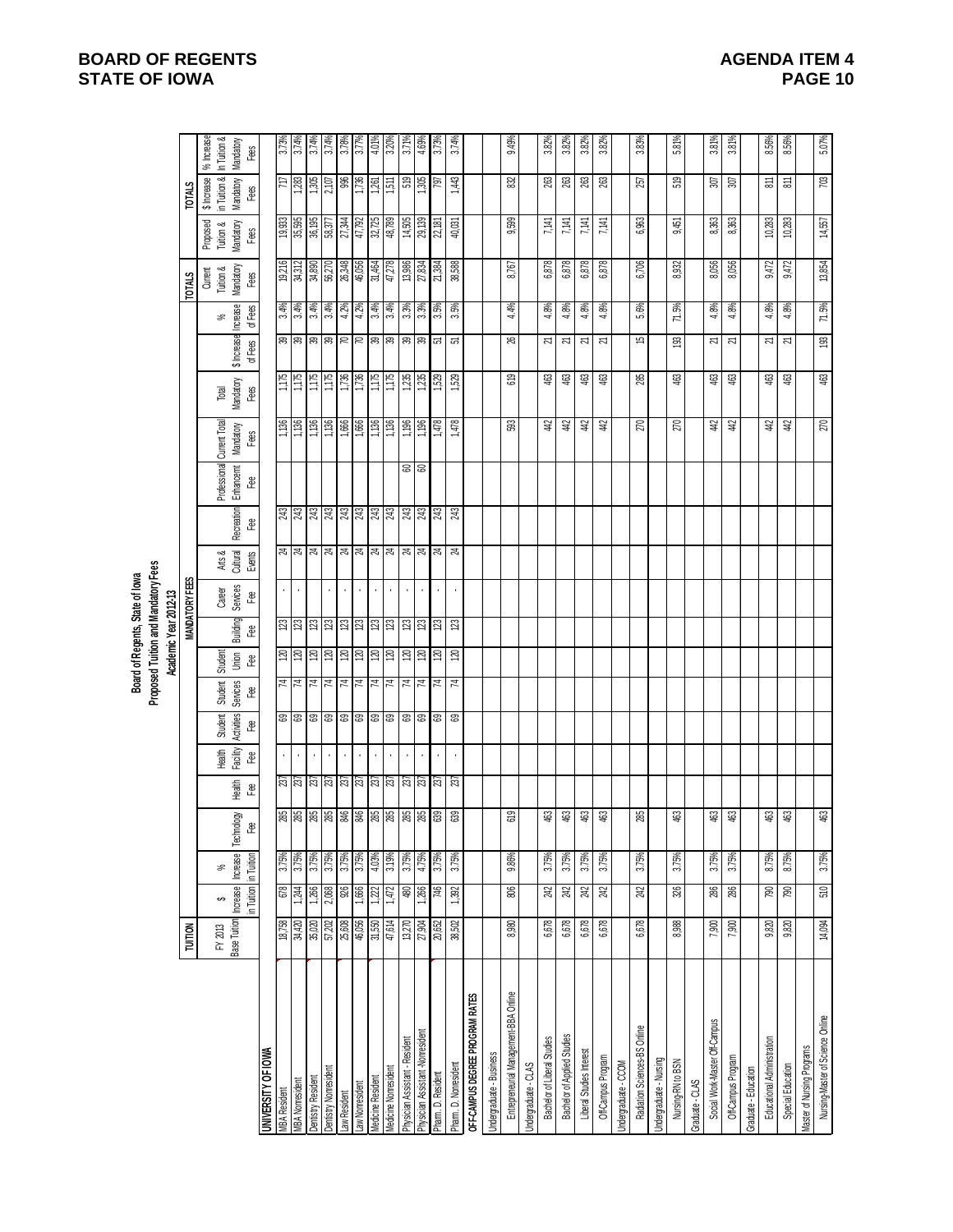# Board of Regents, State of Iowa
## Proposed Tuition and Mandatory Fees
### Academic Year 2012-13

| | TUITION | | | MANDATORY FEES | | | | | | | | | | | | | | | TOTALS | | | |
|---|---|---|---|---|---|---|---|---|---|---|---|---|---|---|---|---|---|---|---|---|---|---|
| | FY 2013 Base Tuition | $ Increase in Tuition | % Increase in Tuition | Technology Fee | Health Fee | Health Facility Fee | Student Activities Fee | Student Services Fee | Student Union Fee | Building Fee | Career Services Fee | Arts & Cultural Events | Recreation Fee | Professional Enhancement Fee | Current Total Mandatory Fees | Total Mandatory Fees | $ Increase of Fees | % Increase of Fees | Current Tuition & Mandatory Fees | Proposed Tuition & Mandatory Fees | $ Increase in Tuition & Mandatory Fees | % Increase in Tuition & Mandatory Fees |
| **UNIVERSITY OF IOWA** | | | | | | | | | | | | | | | | | | | | | | |
| MBA Resident | 18,758 | 678 | 3.75% | 285 | 237 | - | 69 | 74 | 120 | 123 | - | 24 | 243 | | 1,136 | 1,175 | 39 | 3.4% | 19,216 | 19,933 | 717 | 3.73% |
| MBA Nonresident | 34,420 | 1,244 | 3.75% | 285 | 237 | - | 69 | 74 | 120 | 123 | - | 24 | 243 | | 1,136 | 1,175 | 39 | 3.4% | 34,312 | 35,595 | 1,283 | 3.74% |
| Dentistry Resident | 35,020 | 1,266 | 3.75% | 285 | 237 | - | 69 | 74 | 120 | 123 | - | 24 | 243 | | 1,136 | 1,175 | 39 | 3.4% | 34,890 | 36,195 | 1,305 | 3.74% |
| Dentistry Nonresident | 57,202 | 2,068 | 3.75% | 285 | 237 | - | 69 | 74 | 120 | 123 | - | 24 | 243 | | 1,136 | 1,175 | 39 | 3.4% | 56,270 | 58,377 | 2,107 | 3.74% |
| Law Resident | 25,608 | 926 | 3.75% | 846 | 237 | - | 69 | 74 | 120 | 123 | - | 24 | 243 | | 1,666 | 1,736 | 70 | 4.2% | 26,348 | 27,344 | 996 | 3.78% |
| Law Nonresident | 46,056 | 1,666 | 3.75% | 846 | 237 | - | 69 | 74 | 120 | 123 | - | 24 | 243 | | 1,666 | 1,736 | 70 | 4.2% | 46,056 | 47,792 | 1,736 | 3.77% |
| Medicine Resident | 31,550 | 1,222 | 4.03% | 285 | 237 | - | 69 | 74 | 120 | 123 | - | 24 | 243 | | 1,136 | 1,175 | 39 | 3.4% | 31,464 | 32,725 | 1,261 | 4.01% |
| Medicine Nonresident | 47,614 | 1,472 | 3.19% | 285 | 237 | - | 69 | 74 | 120 | 123 | - | 24 | 243 | | 1,136 | 1,175 | 39 | 3.4% | 47,278 | 48,789 | 1,511 | 3.20% |
| Physician Assistant - Resident | 13,270 | 480 | 3.75% | 285 | 237 | - | 69 | 74 | 120 | 123 | - | 24 | 243 | 60 | 1,196 | 1,235 | 39 | 3.3% | 13,986 | 14,505 | 519 | 3.71% |
| Physician Assistant - Nonresident | 27,904 | 1,266 | 4.75% | 285 | 237 | - | 69 | 74 | 120 | 123 | - | 24 | 243 | 60 | 1,196 | 1,235 | 39 | 3.3% | 27,834 | 29,139 | 1,305 | 4.69% |
| Pharm. D. Resident | 20,652 | 746 | 3.75% | 639 | 237 | - | 69 | 74 | 120 | 123 | - | 24 | 243 | | 1,478 | 1,529 | 51 | 3.5% | 21,384 | 22,181 | 797 | 3.73% |
| Pharm. D. Nonresident | 38,502 | 1,392 | 3.75% | 639 | 237 | - | 69 | 74 | 120 | 123 | - | 24 | 243 | | 1,478 | 1,529 | 51 | 3.5% | 38,588 | 40,031 | 1,443 | 3.74% |
| **OFF-CAMPUS DEGREE PROGRAM RATES** | | | | | | | | | | | | | | | | | | | | | | |
| Undergraduate - Business | | | | | | | | | | | | | | | | | | | | | | |
| Entrepreneurial Management-BBA Online | 8,980 | 806 | 9.86% | 619 | | | | | | | | | | | 593 | 619 | 26 | 4.4% | 8,767 | 9,599 | 832 | 9.49% |
| Undergraduate - CLAS | | | | | | | | | | | | | | | | | | | | | | |
| Bachelor of Liberal Studies | 6,678 | 242 | 3.75% | 463 | | | | | | | | | | | 442 | 463 | 21 | 4.8% | 6,878 | 7,141 | 263 | 3.82% |
| Bachelor of Applied Studies | 6,678 | 242 | 3.75% | 463 | | | | | | | | | | | 442 | 463 | 21 | 4.8% | 6,878 | 7,141 | 263 | 3.82% |
| Liberal Studies Interest | 6,678 | 242 | 3.75% | 463 | | | | | | | | | | | 442 | 463 | 21 | 4.8% | 6,878 | 7,141 | 263 | 3.82% |
| Off-Campus Program | 6,678 | 242 | 3.75% | 463 | | | | | | | | | | | 442 | 463 | 21 | 4.8% | 6,878 | 7,141 | 263 | 3.82% |
| Undergraduate - CCOM | | | | | | | | | | | | | | | | | | | | | | |
| Radiation Sciences-BS Online | 6,678 | 242 | 3.75% | 285 | | | | | | | | | | | 270 | 285 | 15 | 5.6% | 6,706 | 6,963 | 257 | 3.83% |
| Undergraduate - Nursing | | | | | | | | | | | | | | | | | | | | | | |
| Nursing-RN to BSN | 8,988 | 326 | 3.75% | 463 | | | | | | | | | | | 270 | 463 | 193 | 71.5% | 8,932 | 9,451 | 519 | 5.81% |
| Graduate - CLAS | | | | | | | | | | | | | | | | | | | | | | |
| Social Work-Master Off-Campus | 7,900 | 286 | 3.75% | 463 | | | | | | | | | | | 442 | 463 | 21 | 4.8% | 8,056 | 8,363 | 307 | 3.81% |
| Off-Campus Program | 7,900 | 286 | 3.75% | 463 | | | | | | | | | | | 442 | 463 | 21 | 4.8% | 8,056 | 8,363 | 307 | 3.81% |
| Graduate - Education | | | | | | | | | | | | | | | | | | | | | | |
| Educational Administration | 9,820 | 790 | 8.75% | 463 | | | | | | | | | | | 442 | 463 | 21 | 4.8% | 9,472 | 10,283 | 811 | 8.56% |
| Special Education | 9,820 | 790 | 8.75% | 463 | | | | | | | | | | | 442 | 463 | 21 | 4.8% | 9,472 | 10,283 | 811 | 8.56% |
| Master of Nursing Programs | | | | | | | | | | | | | | | | | | | | | | |
| Nursing-Master of Science Online | 14,094 | 510 | 3.75% | 463 | | | | | | | | | | | 270 | 463 | 193 | 71.5% | 13,854 | 14,557 | 703 | 5.07% |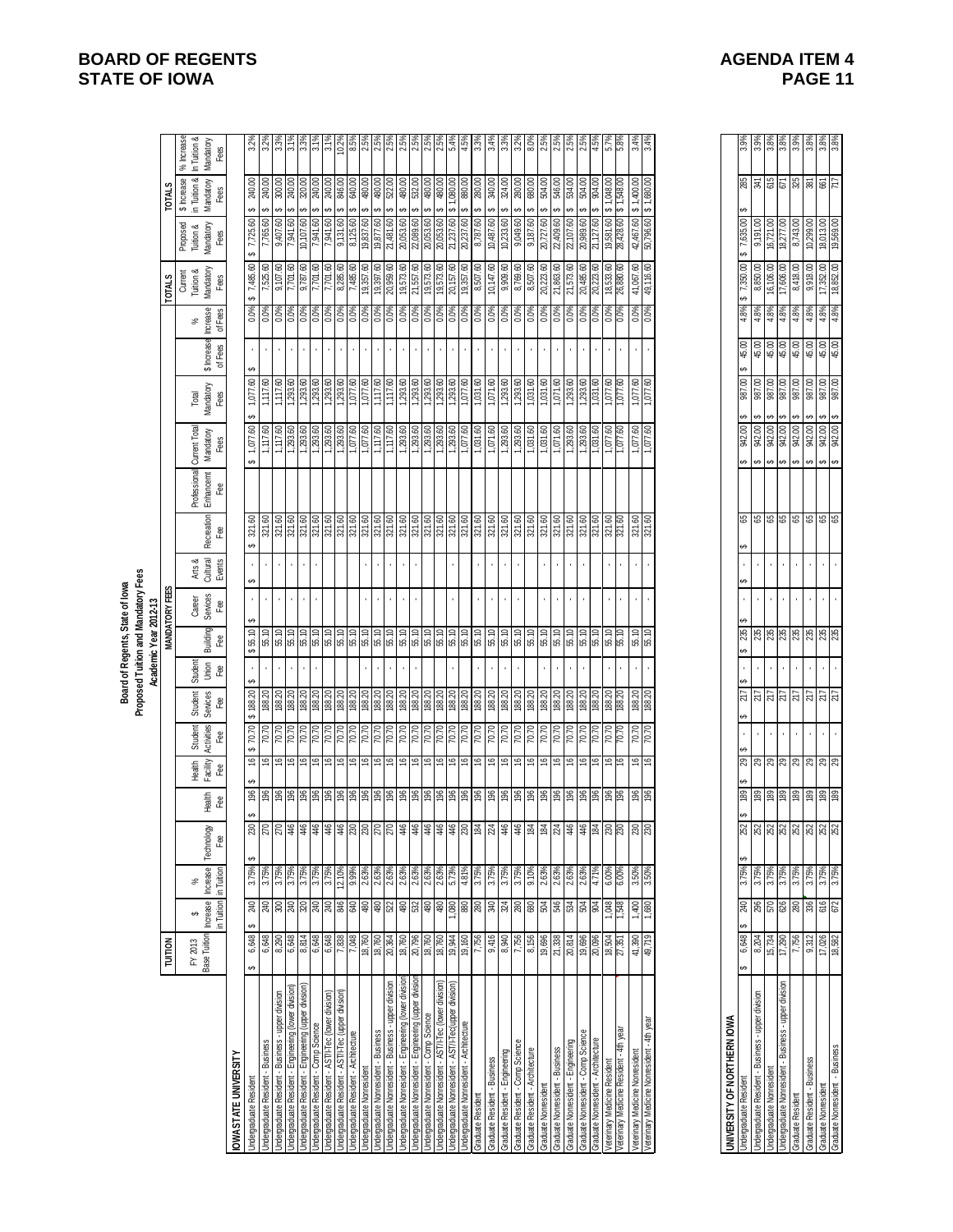# Board of Regents, State of Iowa
## Proposed Tuition and Mandatory Fees
### Academic Year 2012-13

| | TUITION | | | MANDATORY FEES | | | | | | | | | | | | | | TOTALS | | | |
|---|---|---|---|---|---|---|---|---|---|---|---|---|---|---|---|---|---|---|---|---|---|
| | FY 2013 Base Tuition | $ Increase in Tuition | % Increase in Tuition | Technology Fee | Health Fee | Health Facility Fee | Student Activities Fee | Student Services Fee | Student Union Fee | Building Fee | Career Services Fee | Arts & Cultural Events | Recreation Fee | Professional Enhancement Fee | Current Total Mandatory Fees | Total Mandatory Fees | $ Increase of Fees | % Increase of Fees | Current Tuition & Mandatory Fees | Proposed Tuition & Mandatory Fees | $ Increase in Tuition & Mandatory Fees | % Increase in Tuition & Mandatory Fees |
| **IOWA STATE UNIVERSITY** | | | | | | | | | | | | | | | | | | | | | | |
| Undergraduate Resident | $ 6,648 | $ 240 | 3.75% | $ 230 | $ 196 | $ 16 | $ 70.70 | $ 188.20 | $ - | $ 55.10 | $ - | $ - | $ 321.60 | | $ 1,077.60 | $ 1,077.60 | $ - | 0.0% | $ 7,485.60 | $ 7,725.60 | $ 240.00 | 3.2% |
| Undergraduate Resident - Business | 6,648 | 240 | 3.75% | 270 | 196 | 16 | 70.70 | 188.20 | - | 55.10 | - | - | 321.60 | | 1,117.60 | 1,117.60 | - | 0.0% | 7,525.60 | 7,765.60 | $ 240.00 | 3.2% |
| Undergraduate Resident - Business - upper division | 8,290 | 300 | 3.75% | 270 | 196 | 16 | 70.70 | 188.20 | - | 55.10 | - | - | 321.60 | | 1,117.60 | 1,117.60 | - | 0.0% | 9,107.60 | 9,407.60 | $ 300.00 | 3.3% |
| Undergraduate Resident - Engineering (lower division) | 6,648 | 240 | 3.75% | 446 | 196 | 16 | 70.70 | 188.20 | - | 55.10 | - | - | 321.60 | | 1,293.60 | 1,293.60 | - | 0.0% | 7,701.60 | 7,941.60 | $ 240.00 | 3.1% |
| Undergraduate Resident - Engineering (upper division) | 8,814 | 320 | 3.75% | 446 | 196 | 16 | 70.70 | 188.20 | - | 55.10 | - | - | 321.60 | | 1,293.60 | 1,293.60 | - | 0.0% | 9,787.60 | 10,107.60 | $ 320.00 | 3.3% |
| Undergraduate Resident - Comp Science | 6,648 | 240 | 3.75% | 446 | 196 | 16 | 70.70 | 188.20 | - | 55.10 | - | - | 321.60 | | 1,293.60 | 1,293.60 | - | 0.0% | 7,701.60 | 7,941.60 | $ 240.00 | 3.1% |
| Undergraduate Resident - ASTI/iTec (lower division) | 6,648 | 240 | 3.75% | 446 | 196 | 16 | 70.70 | 188.20 | - | 55.10 | - | - | 321.60 | | 1,293.60 | 1,293.60 | - | 0.0% | 7,701.60 | 7,941.60 | $ 240.00 | 3.1% |
| Undergraduate Resident - ASTI/iTec (upper division) | 7,838 | 846 | 12.10% | 446 | 196 | 16 | 70.70 | 188.20 | - | 55.10 | - | - | 321.60 | | 1,293.60 | 1,293.60 | - | 0.0% | 8,285.60 | 9,131.60 | $ 846.00 | 10.2% |
| Undergraduate Resident - Architecture | 7,048 | 640 | 9.99% | 230 | 196 | 16 | 70.70 | 188.20 | - | 55.10 | - | - | 321.60 | | 1,077.60 | 1,077.60 | - | 0.0% | 7,485.60 | 8,125.60 | $ 640.00 | 8.5% |
| Undergraduate Nonresident | 18,760 | 480 | 2.63% | 230 | 196 | 16 | 70.70 | 188.20 | - | 55.10 | - | - | 321.60 | | 1,077.60 | 1,077.60 | - | 0.0% | 19,357.60 | 19,837.60 | $ 480.00 | 2.5% |
| Undergraduate Nonresident - Business | 18,760 | 480 | 2.63% | 270 | 196 | 16 | 70.70 | 188.20 | - | 55.10 | - | - | 321.60 | | 1,117.60 | 1,117.60 | - | 0.0% | 19,397.60 | 19,877.60 | $ 480.00 | 2.5% |
| Undergraduate Nonresident - Business - upper division | 20,364 | 522 | 2.63% | 270 | 196 | 16 | 70.70 | 188.20 | - | 55.10 | - | - | 321.60 | | 1,117.60 | 1,117.60 | - | 0.0% | 20,959.60 | 21,481.60 | $ 522.00 | 2.5% |
| Undergraduate Nonresident - Engineering (lower division) | 18,760 | 480 | 2.63% | 446 | 196 | 16 | 70.70 | 188.20 | - | 55.10 | - | - | 321.60 | | 1,293.60 | 1,293.60 | - | 0.0% | 19,573.60 | 20,053.60 | $ 480.00 | 2.5% |
| Undergraduate Nonresident - Engineering (upper division) | 20,796 | 532 | 2.63% | 446 | 196 | 16 | 70.70 | 188.20 | - | 55.10 | - | - | 321.60 | | 1,293.60 | 1,293.60 | - | 0.0% | 21,557.60 | 22,089.60 | $ 532.00 | 2.5% |
| Undergraduate Nonresident - Comp Science | 18,760 | 480 | 2.63% | 446 | 196 | 16 | 70.70 | 188.20 | - | 55.10 | - | - | 321.60 | | 1,293.60 | 1,293.60 | - | 0.0% | 19,573.60 | 20,053.60 | $ 480.00 | 2.5% |
| Undergraduate Nonresident - ASTI/iTec (lower division) | 18,760 | 480 | 2.63% | 446 | 196 | 16 | 70.70 | 188.20 | - | 55.10 | - | - | 321.60 | | 1,293.60 | 1,293.60 | - | 0.0% | 19,573.60 | 20,053.60 | $ 480.00 | 2.5% |
| Undergraduate Nonresident - ASTI/iTec(upper division) | 19,944 | 1,080 | 5.73% | 446 | 196 | 16 | 70.70 | 188.20 | - | 55.10 | - | - | 321.60 | | 1,293.60 | 1,293.60 | - | 0.0% | 20,157.60 | 21,237.60 | $ 1,080.00 | 5.4% |
| Undergraduate Nonresident - Architecture | 19,160 | 880 | 4.81% | 230 | 196 | 16 | 70.70 | 188.20 | - | 55.10 | - | - | 321.60 | | 1,077.60 | 1,077.60 | - | 0.0% | 19,357.60 | 20,237.60 | $ 880.00 | 4.5% |
| Graduate Resident | 7,756 | 280 | 3.79% | 184 | 196 | 16 | 70.70 | 188.20 | - | 55.10 | - | - | 321.60 | | 1,031.60 | 1,031.60 | - | 0.0% | 8,507.60 | 8,787.60 | $ 280.00 | 3.3% |
| Graduate Resident - Business | 9,416 | 340 | 3.79% | 224 | 196 | 16 | 70.70 | 188.20 | - | 55.10 | - | - | 321.60 | | 1,071.60 | 1,071.60 | - | 0.0% | 10,147.60 | 10,487.60 | $ 340.00 | 3.4% |
| Graduate Resident - Engineering | 8,940 | 324 | 3.79% | 446 | 196 | 16 | 70.70 | 188.20 | - | 55.10 | - | - | 321.60 | | 1,293.60 | 1,293.60 | - | 0.0% | 9,909.60 | 10,233.60 | $ 324.00 | 3.3% |
| Graduate Resident - Comp Science | 7,756 | 280 | 3.79% | 446 | 196 | 16 | 70.70 | 188.20 | - | 55.10 | - | - | 321.60 | | 1,293.60 | 1,293.60 | - | 0.0% | 8,769.60 | 9,049.60 | $ 280.00 | 3.2% |
| Graduate Resident - Architecture | 8,156 | 680 | 9.10% | 184 | 196 | 16 | 70.70 | 188.20 | - | 55.10 | - | - | 321.60 | | 1,031.60 | 1,031.60 | - | 0.0% | 8,507.60 | 9,187.60 | $ 680.00 | 8.0% |
| Graduate Nonresident | 19,696 | 504 | 2.63% | 184 | 196 | 16 | 70.70 | 188.20 | - | 55.10 | - | - | 321.60 | | 1,031.60 | 1,031.60 | - | 0.0% | 20,223.60 | 20,727.60 | $ 504.00 | 2.5% |
| Graduate Nonresident - Business | 21,338 | 546 | 2.63% | 224 | 196 | 16 | 70.70 | 188.20 | - | 55.10 | - | - | 321.60 | | 1,071.60 | 1,071.60 | - | 0.0% | 21,863.60 | 22,409.60 | $ 546.00 | 2.5% |
| Graduate Nonresident - Engineering | 20,814 | 534 | 2.63% | 446 | 196 | 16 | 70.70 | 188.20 | - | 55.10 | - | - | 321.60 | | 1,293.60 | 1,293.60 | - | 0.0% | 21,573.60 | 22,107.60 | $ 534.00 | 2.5% |
| Graduate Nonresident - Comp Science | 19,696 | 504 | 2.63% | 446 | 196 | 16 | 70.70 | 188.20 | - | 55.10 | - | - | 321.60 | | 1,293.60 | 1,293.60 | - | 0.0% | 20,485.60 | 20,989.60 | $ 504.00 | 2.5% |
| Graduate Nonresident - Architecture | 20,096 | 904 | 4.71% | 184 | 196 | 16 | 70.70 | 188.20 | - | 55.10 | - | - | 321.60 | | 1,031.60 | 1,031.60 | - | 0.0% | 20,223.60 | 21,127.60 | $ 904.00 | 4.5% |
| Veterinary Medicine Resident | 18,504 | 1,048 | 6.00% | 230 | 196 | 16 | 70.70 | 188.20 | - | 55.10 | - | - | 321.60 | | 1,077.60 | 1,077.60 | - | 0.0% | 18,533.60 | 19,581.60 | $ 1,048.00 | 5.7% |
| Veterinary Medicine Resident - 4th year | 27,351 | 1,548 | 6.00% | 230 | 196 | 16 | 70.70 | 188.20 | - | 55.10 | - | - | 321.60 | | 1,077.60 | 1,077.60 | - | 0.0% | 26,880.60 | 28,428.60 | $ 1,548.00 | 5.8% |
| Veterinary Medicine Nonresident | 41,390 | 1,400 | 3.50% | 230 | 196 | 16 | 70.70 | 188.20 | - | 55.10 | - | - | 321.60 | | 1,077.60 | 1,077.60 | - | 0.0% | 41,067.60 | 42,467.60 | $ 1,400.00 | 3.4% |
| Veterinary Medicine Nonresident - 4th year | 49,719 | 1,680 | 3.50% | 230 | 196 | 16 | 70.70 | 188.20 | - | 55.10 | - | - | 321.60 | | 1,077.60 | 1,077.60 | - | 0.0% | 49,116.60 | 50,796.60 | $ 1,680.00 | 3.4% |
| **UNIVERSITY OF NORTHERN IOWA** | | | | | | | | | | | | | | | | | | | | | | |
| Undergraduate Resident | $ 6,648 | $ 240 | 3.79% | $ 252 | $ 189 | $ 29 | $ - | $ 217 | $ - | $ 235 | $ - | $ - | $ 65 | | $ 942.00 | $ 987.00 | $ 45.00 | 4.8% | $ 7,350.00 | $ 7,635.00 | $ 285 | 3.9% |
| Undergraduate Resident - Business - upper division | 8,204 | 296 | 3.79% | 252 | 189 | 29 | - | 217 | - | 235 | - | - | 65 | | $ 942.00 | $ 987.00 | $ 45.00 | 4.8% | 8,850.00 | 9,191.00 | 341 | 3.9% |
| Undergraduate Nonresident | 15,734 | 570 | 3.79% | 252 | 189 | 29 | - | 217 | - | 235 | - | - | 65 | | $ 942.00 | $ 987.00 | $ 45.00 | 4.8% | 16,106.00 | 16,721.00 | 615 | 3.8% |
| Undergraduate Nonresident - Business - upper division | 17,290 | 626 | 3.79% | 252 | 189 | 29 | - | 217 | - | 235 | - | - | 65 | | $ 942.00 | $ 987.00 | $ 45.00 | 4.8% | 17,606.00 | 18,277.00 | 671 | 3.8% |
| Graduate Resident | 7,756 | 280 | 3.79% | 252 | 189 | 29 | - | 217 | - | 235 | - | - | 65 | | $ 942.00 | $ 987.00 | $ 45.00 | 4.8% | 8,418.00 | 8,743.00 | 325 | 3.9% |
| Graduate Resident - Business | 9,312 | 336 | 3.79% | 252 | 189 | 29 | - | 217 | - | 235 | - | - | 65 | | $ 942.00 | $ 987.00 | $ 45.00 | 4.8% | 9,918.00 | 10,299.00 | 381 | 3.8% |
| Graduate Nonresident | 17,026 | 616 | 3.79% | 252 | 189 | 29 | - | 217 | - | 235 | - | - | 65 | | $ 942.00 | $ 987.00 | $ 45.00 | 4.8% | 17,352.00 | 18,013.00 | 661 | 3.8% |
| Graduate Nonresident - Business | 18,582 | 672 | 3.79% | 252 | 189 | 29 | - | 217 | - | 235 | - | - | 65 | | $ 942.00 | $ 987.00 | $ 45.00 | 4.8% | 18,852.00 | 19,569.00 | 717 | 3.8% |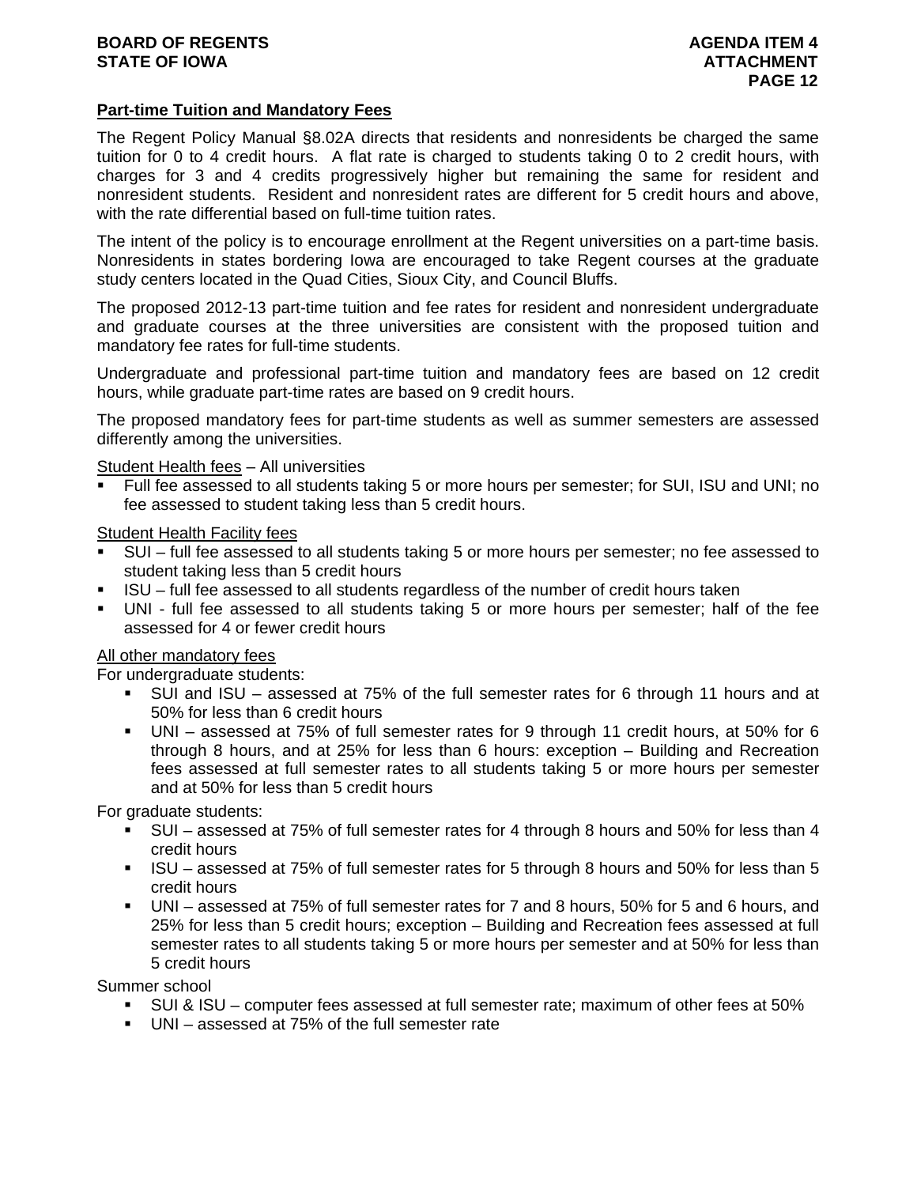## Part-time Tuition and Mandatory Fees

The Regent Policy Manual §8.02A directs that residents and nonresidents be charged the same tuition for 0 to 4 credit hours. A flat rate is charged to students taking 0 to 2 credit hours, with charges for 3 and 4 credits progressively higher but remaining the same for resident and nonresident students. Resident and nonresident rates are different for 5 credit hours and above, with the rate differential based on full-time tuition rates.

The intent of the policy is to encourage enrollment at the Regent universities on a part-time basis. Nonresidents in states bordering Iowa are encouraged to take Regent courses at the graduate study centers located in the Quad Cities, Sioux City, and Council Bluffs.

The proposed 2012-13 part-time tuition and fee rates for resident and nonresident undergraduate and graduate courses at the three universities are consistent with the proposed tuition and mandatory fee rates for full-time students.

Undergraduate and professional part-time tuition and mandatory fees are based on 12 credit hours, while graduate part-time rates are based on 9 credit hours.

The proposed mandatory fees for part-time students as well as summer semesters are assessed differently among the universities.

Student Health fees – All universities

- Full fee assessed to all students taking 5 or more hours per semester; for SUI, ISU and UNI; no fee assessed to student taking less than 5 credit hours.

Student Health Facility fees

- SUI – full fee assessed to all students taking 5 or more hours per semester; no fee assessed to student taking less than 5 credit hours
- ISU – full fee assessed to all students regardless of the number of credit hours taken
- UNI - full fee assessed to all students taking 5 or more hours per semester; half of the fee assessed for 4 or fewer credit hours

All other mandatory fees

For undergraduate students:

- SUI and ISU – assessed at 75% of the full semester rates for 6 through 11 hours and at 50% for less than 6 credit hours
- UNI – assessed at 75% of full semester rates for 9 through 11 credit hours, at 50% for 6 through 8 hours, and at 25% for less than 6 hours: exception – Building and Recreation fees assessed at full semester rates to all students taking 5 or more hours per semester and at 50% for less than 5 credit hours

For graduate students:

- SUI – assessed at 75% of full semester rates for 4 through 8 hours and 50% for less than 4 credit hours
- ISU – assessed at 75% of full semester rates for 5 through 8 hours and 50% for less than 5 credit hours
- UNI – assessed at 75% of full semester rates for 7 and 8 hours, 50% for 5 and 6 hours, and 25% for less than 5 credit hours; exception – Building and Recreation fees assessed at full semester rates to all students taking 5 or more hours per semester and at 50% for less than 5 credit hours

Summer school

- SUI & ISU – computer fees assessed at full semester rate; maximum of other fees at 50%
- UNI – assessed at 75% of the full semester rate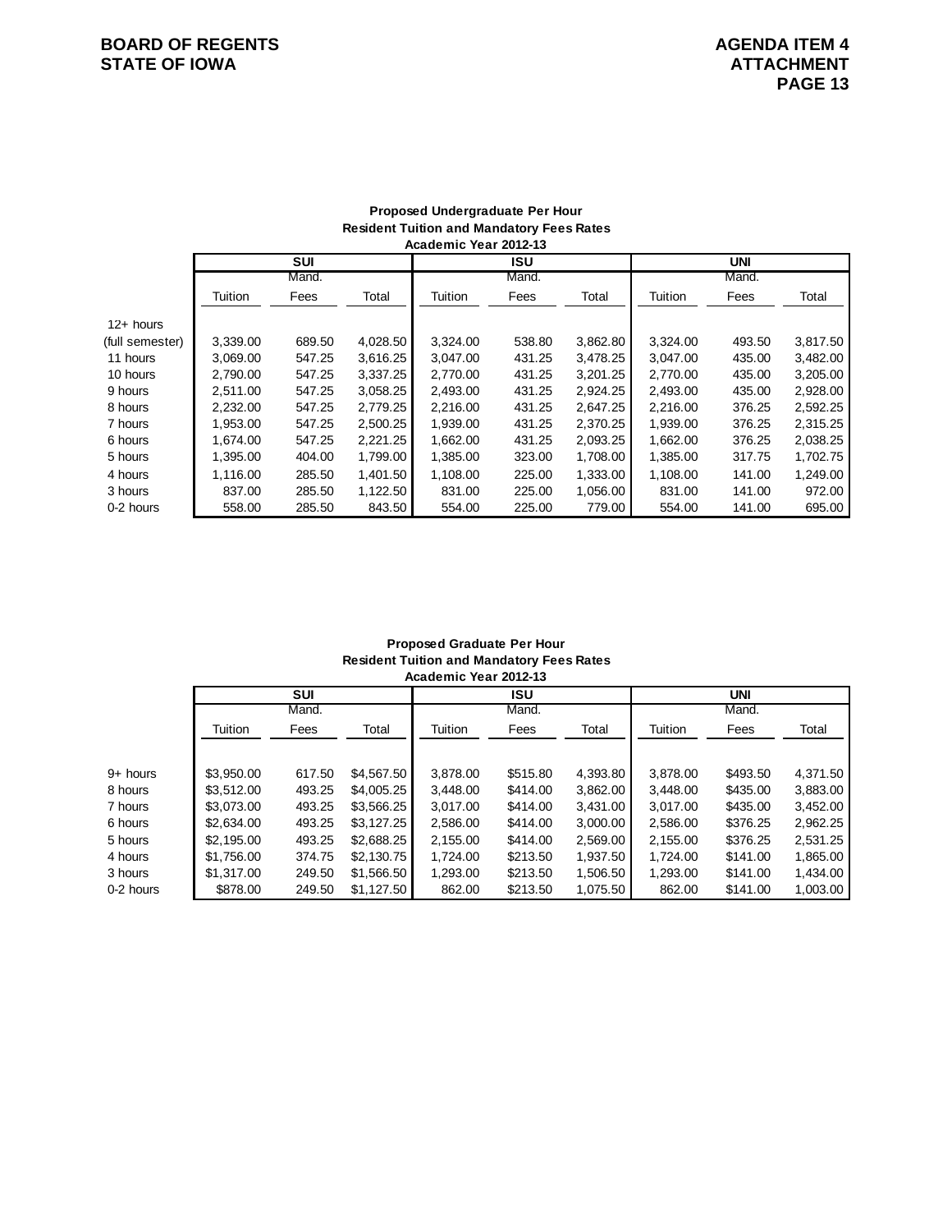**BOARD OF REGENTS**
**STATE OF IOWA**

**AGENDA ITEM 4**
**ATTACHMENT**

### Proposed Undergraduate Per Hour Resident Tuition and Mandatory Fees Rates Academic Year 2012-13

| | SUI | | | ISU | | | UNI | | |
|---|---|---|---|---|---|---|---|---|---|
| | Tuition | Mand. Fees | Total | Tuition | Mand. Fees | Total | Tuition | Mand. Fees | Total |
| 12+ hours (full semester) | 3,339.00 | 689.50 | 4,028.50 | 3,324.00 | 538.80 | 3,862.80 | 3,324.00 | 493.50 | 3,817.50 |
| 11 hours | 3,069.00 | 547.25 | 3,616.25 | 3,047.00 | 431.25 | 3,478.25 | 3,047.00 | 435.00 | 3,482.00 |
| 10 hours | 2,790.00 | 547.25 | 3,337.25 | 2,770.00 | 431.25 | 3,201.25 | 2,770.00 | 435.00 | 3,205.00 |
| 9 hours | 2,511.00 | 547.25 | 3,058.25 | 2,493.00 | 431.25 | 2,924.25 | 2,493.00 | 435.00 | 2,928.00 |
| 8 hours | 2,232.00 | 547.25 | 2,779.25 | 2,216.00 | 431.25 | 2,647.25 | 2,216.00 | 376.25 | 2,592.25 |
| 7 hours | 1,953.00 | 547.25 | 2,500.25 | 1,939.00 | 431.25 | 2,370.25 | 1,939.00 | 376.25 | 2,315.25 |
| 6 hours | 1,674.00 | 547.25 | 2,221.25 | 1,662.00 | 431.25 | 2,093.25 | 1,662.00 | 376.25 | 2,038.25 |
| 5 hours | 1,395.00 | 404.00 | 1,799.00 | 1,385.00 | 323.00 | 1,708.00 | 1,385.00 | 317.75 | 1,702.75 |
| 4 hours | 1,116.00 | 285.50 | 1,401.50 | 1,108.00 | 225.00 | 1,333.00 | 1,108.00 | 141.00 | 1,249.00 |
| 3 hours | 837.00 | 285.50 | 1,122.50 | 831.00 | 225.00 | 1,056.00 | 831.00 | 141.00 | 972.00 |
| 0-2 hours | 558.00 | 285.50 | 843.50 | 554.00 | 225.00 | 779.00 | 554.00 | 141.00 | 695.00 |

### Proposed Graduate Per Hour Resident Tuition and Mandatory Fees Rates Academic Year 2012-13

| | SUI | | | ISU | | | UNI | | |
|---|---|---|---|---|---|---|---|---|---|
| | Tuition | Mand. Fees | Total | Tuition | Mand. Fees | Total | Tuition | Mand. Fees | Total |
| 9+ hours | $3,950.00 | 617.50 | $4,567.50 | 3,878.00 | $515.80 | 4,393.80 | 3,878.00 | $493.50 | 4,371.50 |
| 8 hours | $3,512.00 | 493.25 | $4,005.25 | 3,448.00 | $414.00 | 3,862.00 | 3,448.00 | $435.00 | 3,883.00 |
| 7 hours | $3,073.00 | 493.25 | $3,566.25 | 3,017.00 | $414.00 | 3,431.00 | 3,017.00 | $435.00 | 3,452.00 |
| 6 hours | $2,634.00 | 493.25 | $3,127.25 | 2,586.00 | $414.00 | 3,000.00 | 2,586.00 | $376.25 | 2,962.25 |
| 5 hours | $2,195.00 | 493.25 | $2,688.25 | 2,155.00 | $414.00 | 2,569.00 | 2,155.00 | $376.25 | 2,531.25 |
| 4 hours | $1,756.00 | 374.75 | $2,130.75 | 1,724.00 | $213.50 | 1,937.50 | 1,724.00 | $141.00 | 1,865.00 |
| 3 hours | $1,317.00 | 249.50 | $1,566.50 | 1,293.00 | $213.50 | 1,506.50 | 1,293.00 | $141.00 | 1,434.00 |
| 0-2 hours | $878.00 | 249.50 | $1,127.50 | 862.00 | $213.50 | 1,075.50 | 862.00 | $141.00 | 1,003.00 |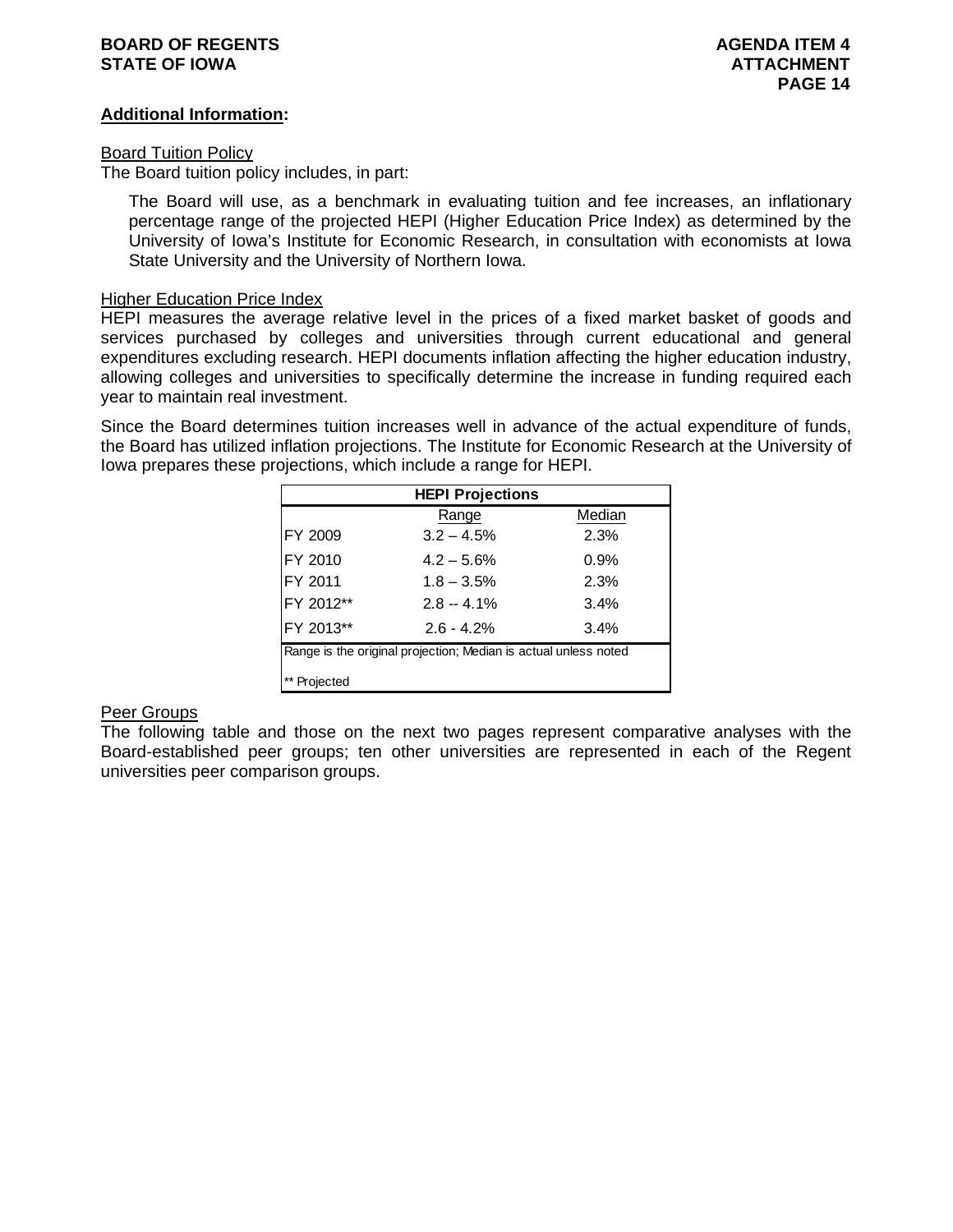## Additional Information:

Board Tuition Policy

The Board tuition policy includes, in part:

> The Board will use, as a benchmark in evaluating tuition and fee increases, an inflationary percentage range of the projected HEPI (Higher Education Price Index) as determined by the University of Iowa's Institute for Economic Research, in consultation with economists at Iowa State University and the University of Northern Iowa.

Higher Education Price Index

HEPI measures the average relative level in the prices of a fixed market basket of goods and services purchased by colleges and universities through current educational and general expenditures excluding research. HEPI documents inflation affecting the higher education industry, allowing colleges and universities to specifically determine the increase in funding required each year to maintain real investment.

Since the Board determines tuition increases well in advance of the actual expenditure of funds, the Board has utilized inflation projections. The Institute for Economic Research at the University of Iowa prepares these projections, which include a range for HEPI.

| HEPI Projections | | |
|---|---|---|
| | Range | Median |
| FY 2009 | 3.2 – 4.5% | 2.3% |
| FY 2010 | 4.2 – 5.6% | 0.9% |
| FY 2011 | 1.8 – 3.5% | 2.3% |
| FY 2012** | 2.8 -- 4.1% | 3.4% |
| FY 2013** | 2.6 - 4.2% | 3.4% |

Range is the original projection; Median is actual unless noted

** Projected

Peer Groups

The following table and those on the next two pages represent comparative analyses with the Board-established peer groups; ten other universities are represented in each of the Regent universities peer comparison groups.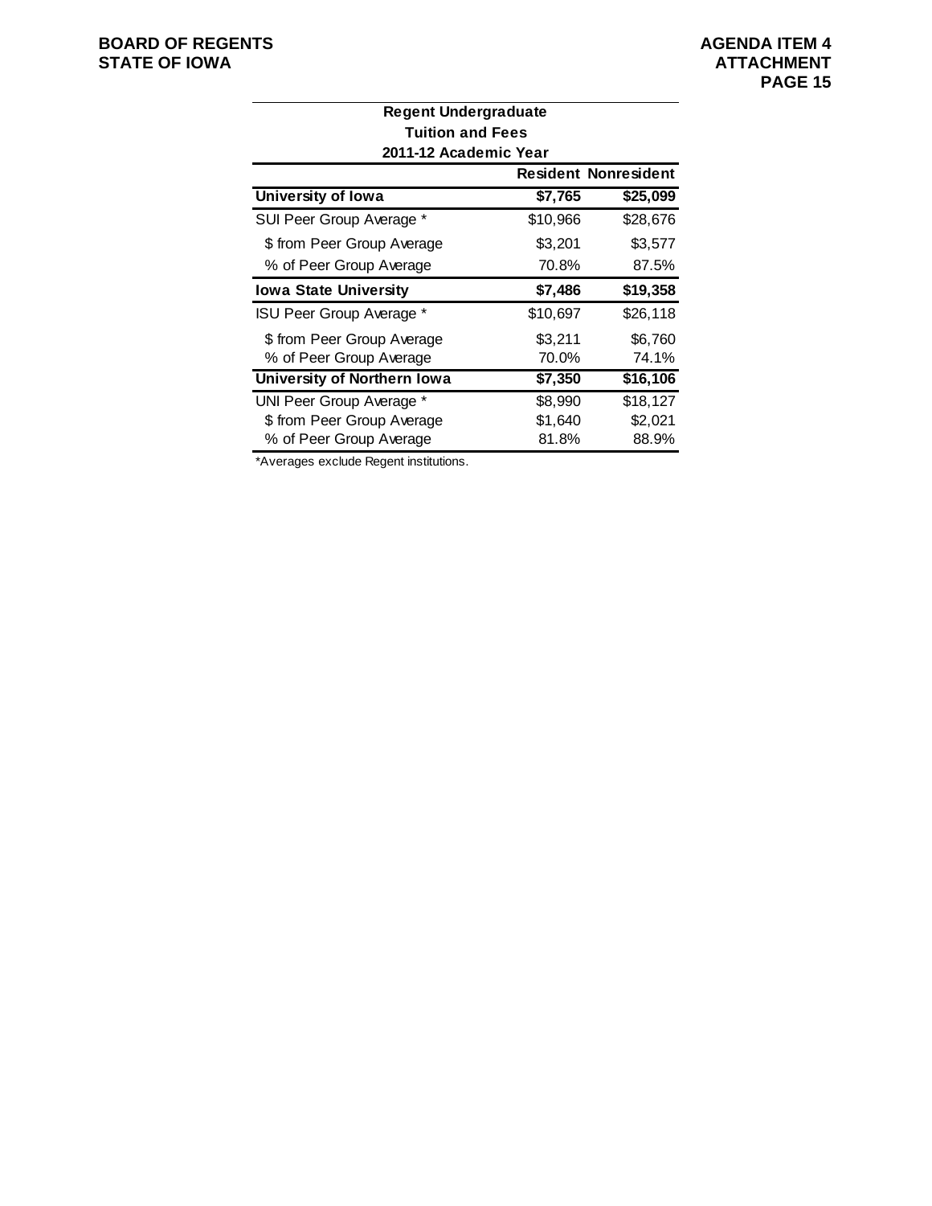**Regent Undergraduate**
**Tuition and Fees**
**2011-12 Academic Year**

| | Resident | Nonresident |
|---|---|---|
| **University of Iowa** | **$7,765** | **$25,099** |
| SUI Peer Group Average * | $10,966 | $28,676 |
| $ from Peer Group Average | $3,201 | $3,577 |
| % of Peer Group Average | 70.8% | 87.5% |
| **Iowa State University** | **$7,486** | **$19,358** |
| ISU Peer Group Average * | $10,697 | $26,118 |
| $ from Peer Group Average | $3,211 | $6,760 |
| % of Peer Group Average | 70.0% | 74.1% |
| **University of Northern Iowa** | **$7,350** | **$16,106** |
| UNI Peer Group Average * | $8,990 | $18,127 |
| $ from Peer Group Average | $1,640 | $2,021 |
| % of Peer Group Average | 81.8% | 88.9% |

*Averages exclude Regent institutions.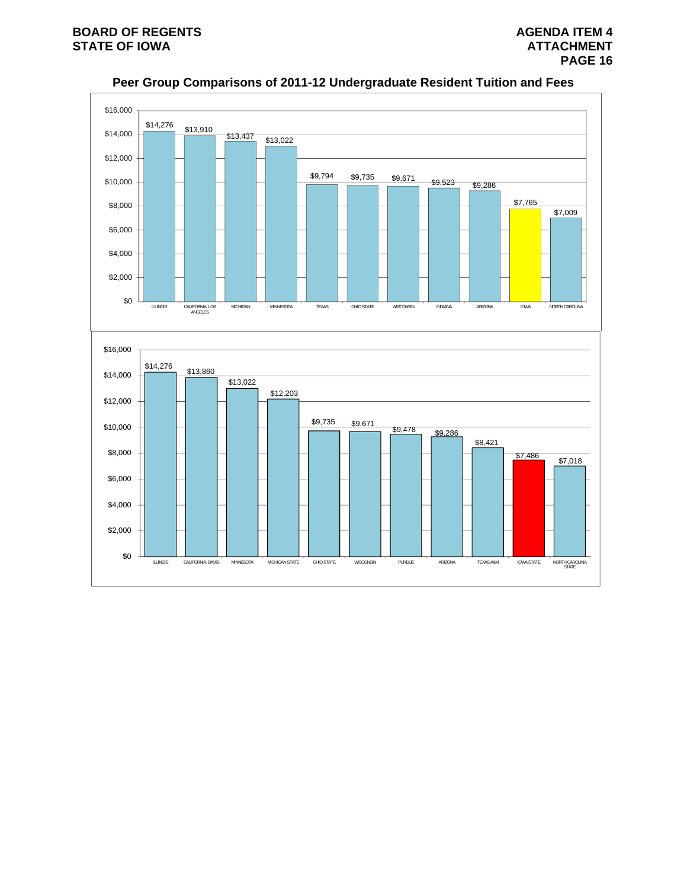## Peer Group Comparisons of 2011-12 Undergraduate Resident Tuition and Fees

| Institution | Tuition and Fees |
|---|---|
| ILLINOIS | $14,276 |
| CALIFORNIA, LOS ANGELES | $13,910 |
| MICHIGAN | $13,437 |
| MINNESOTA | $13,022 |
| TEXAS | $9,794 |
| OHIO STATE | $9,735 |
| WISCONSIN | $9,671 |
| INDIANA | $9,523 |
| ARIZONA | $9,286 |
| IOWA | $7,765 |
| NORTH CAROLINA | $7,009 |

| Institution | Tuition and Fees |
|---|---|
| ILLINOIS | $14,276 |
| CALIFORNIA, DAVIS | $13,860 |
| MINNESOTA | $13,022 |
| MICHIGAN STATE | $12,203 |
| OHIO STATE | $9,735 |
| WISCONSIN | $9,671 |
| PURDUE | $9,478 |
| ARIZONA | $9,286 |
| TEXAS A&M | $8,421 |
| IOWA STATE | $7,486 |
| NORTH CAROLINA STATE | $7,018 |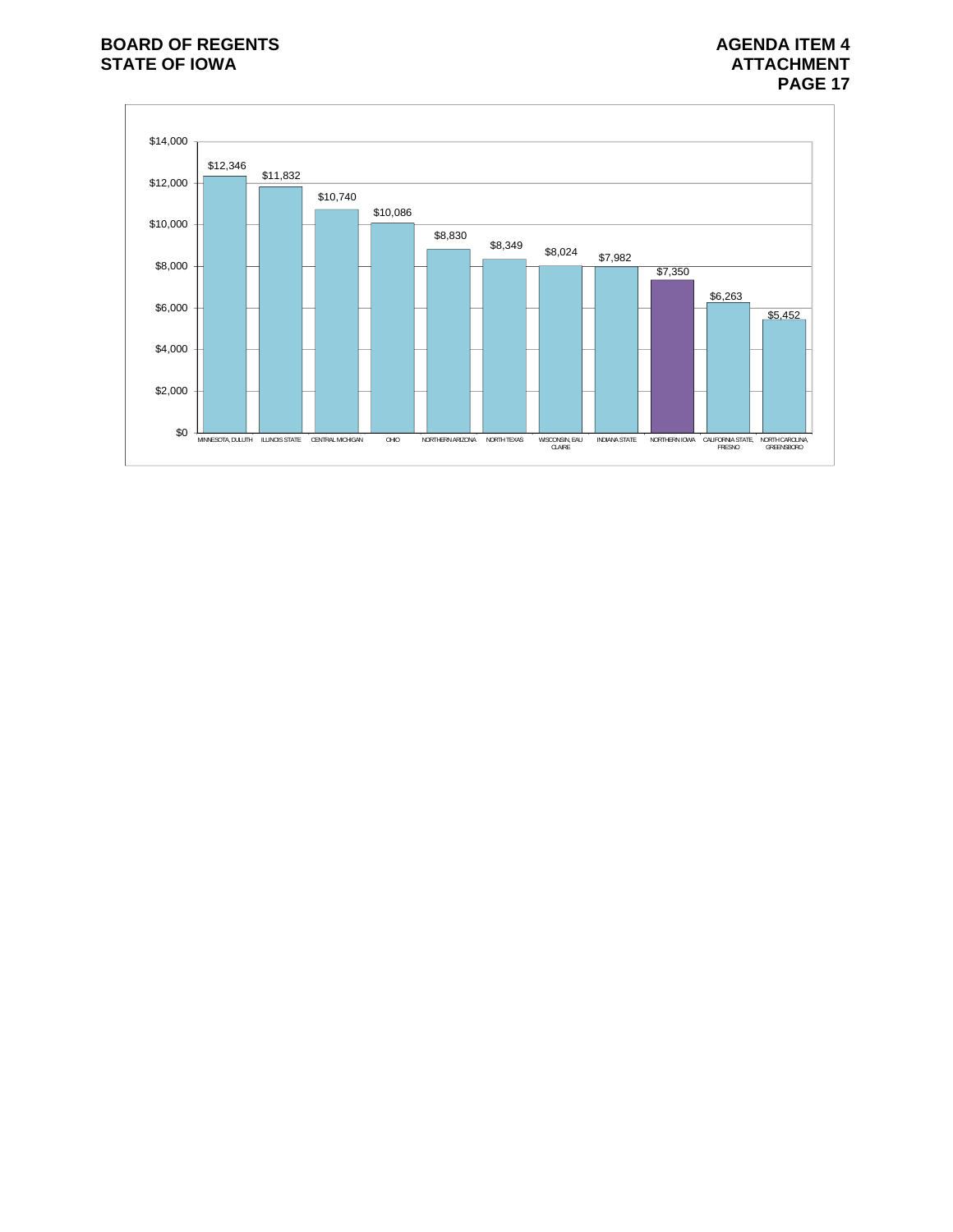| Institution | Value |
| --- | --- |
| MINNESOTA, DULUTH | $12,346 |
| ILLINOIS STATE | $11,832 |
| CENTRAL MICHIGAN | $10,740 |
| OHIO | $10,086 |
| NORTHERN ARIZONA | $8,830 |
| NORTH TEXAS | $8,349 |
| WISCONSIN, EAU CLAIRE | $8,024 |
| INDIANA STATE | $7,982 |
| NORTHERN IOWA | $7,350 |
| CALIFORNIA STATE, FRESNO | $6,263 |
| NORTH CAROLINA, GREENSBORO | $5,452 |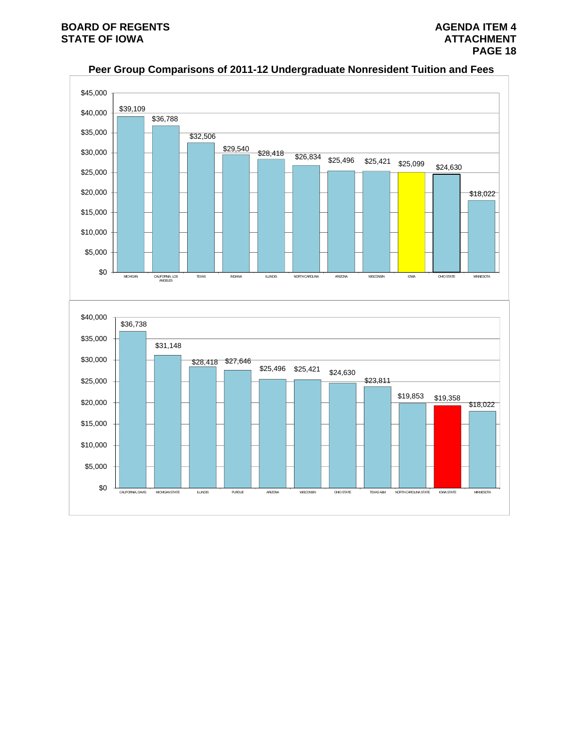**BOARD OF REGENTS**
**STATE OF IOWA**

**AGENDA ITEM 4**
**ATTACHMENT**
**PAGE 18**

## Peer Group Comparisons of 2011-12 Undergraduate Nonresident Tuition and Fees

| Institution | Tuition and Fees |
|---|---|
| MICHIGAN | $39,109 |
| CALIFORNIA, LOS ANGELES | $36,788 |
| TEXAS | $32,506 |
| INDIANA | $29,540 |
| ILLINOIS | $28,418 |
| NORTH CAROLINA | $26,834 |
| ARIZONA | $25,496 |
| WISCONSIN | $25,421 |
| IOWA | $25,099 |
| OHIO STATE | $24,630 |
| MINNESOTA | $18,022 |

| Institution | Tuition and Fees |
|---|---|
| CALIFORNIA, DAVIS | $36,738 |
| MICHIGAN STATE | $31,148 |
| ILLINOIS | $28,418 |
| PURDUE | $27,646 |
| ARIZONA | $25,496 |
| WISCONSIN | $25,421 |
| OHIO STATE | $24,630 |
| TEXAS A&M | $23,811 |
| NORTH CAROLINA STATE | $19,853 |
| IOWA STATE | $19,358 |
| MINNESOTA | $18,022 |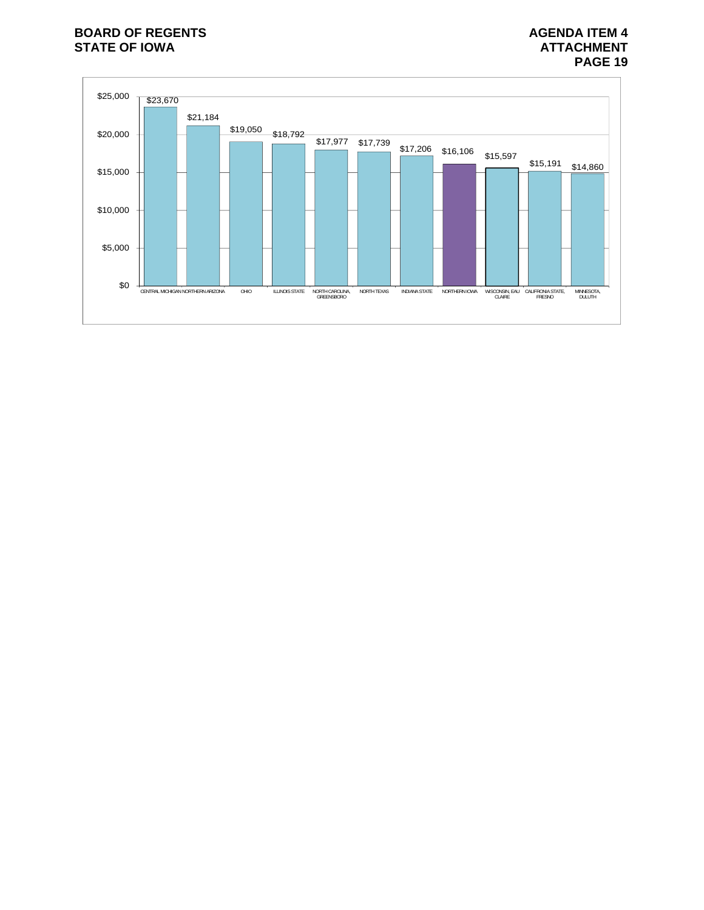| Institution | Value |
|---|---|
| CENTRAL MICHIGAN | $23,670 |
| NORTHERN ARIZONA | $21,184 |
| OHIO | $19,050 |
| ILLINOIS STATE | $18,792 |
| NORTH CAROLINA, GREENSBORO | $17,977 |
| NORTH TEXAS | $17,739 |
| INDIANA STATE | $17,206 |
| NORTHERN IOWA | $16,106 |
| WISCONSIN, EAU CLAIRE | $15,597 |
| CALIFRONIA STATE, FRESNO | $15,191 |
| MINNESOTA, DULUTH | $14,860 |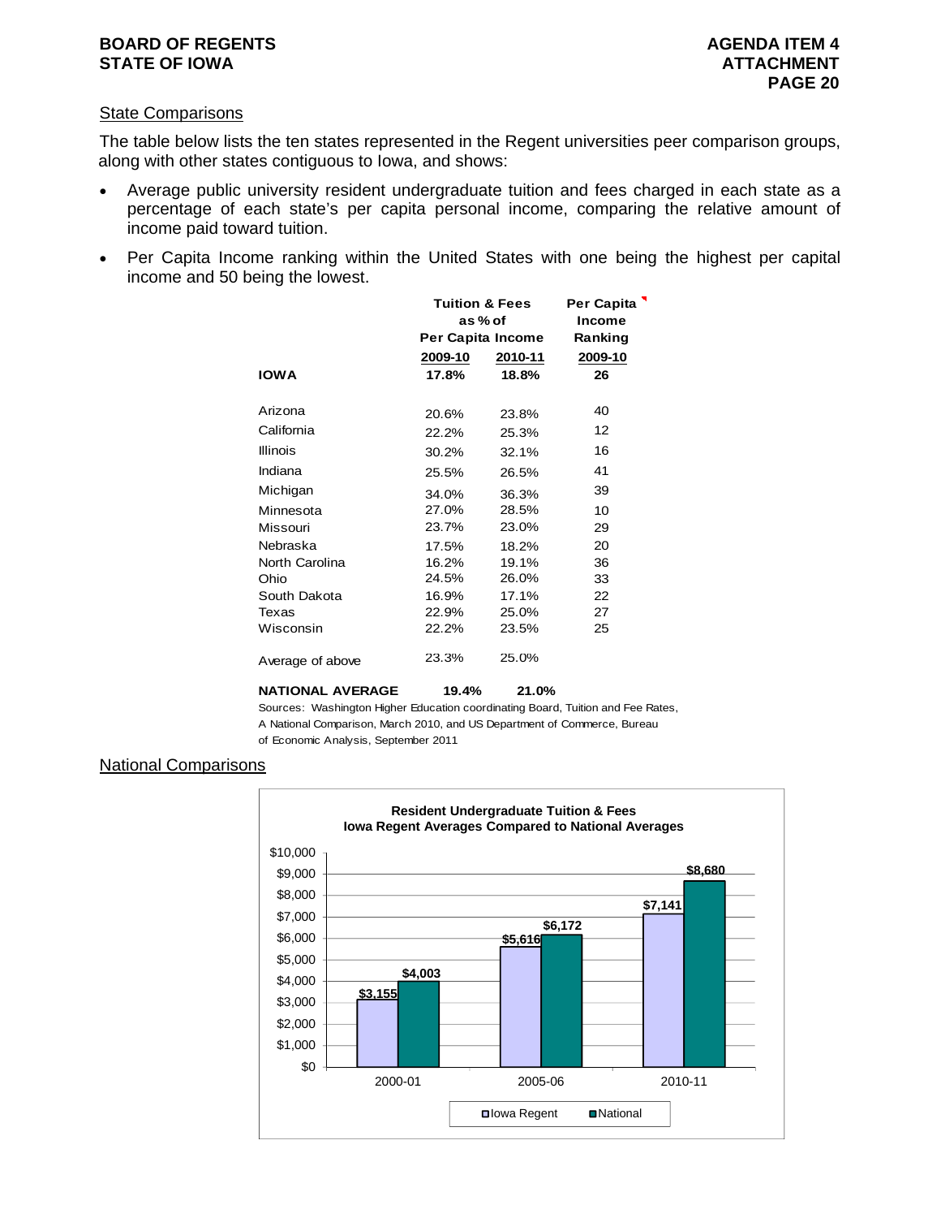## State Comparisons

The table below lists the ten states represented in the Regent universities peer comparison groups, along with other states contiguous to Iowa, and shows:

- Average public university resident undergraduate tuition and fees charged in each state as a percentage of each state's per capita personal income, comparing the relative amount of income paid toward tuition.
- Per Capita Income ranking within the United States with one being the highest per capital income and 50 being the lowest.

| | Tuition & Fees as % of Per Capita Income | | Per Capita Income Ranking |
|---|---|---|---|
| | 2009-10 | 2010-11 | 2009-10 |
| **IOWA** | **17.8%** | **18.8%** | **26** |
| Arizona | 20.6% | 23.8% | 40 |
| California | 22.2% | 25.3% | 12 |
| Illinois | 30.2% | 32.1% | 16 |
| Indiana | 25.5% | 26.5% | 41 |
| Michigan | 34.0% | 36.3% | 39 |
| Minnesota | 27.0% | 28.5% | 10 |
| Missouri | 23.7% | 23.0% | 29 |
| Nebraska | 17.5% | 18.2% | 20 |
| North Carolina | 16.2% | 19.1% | 36 |
| Ohio | 24.5% | 26.0% | 33 |
| South Dakota | 16.9% | 17.1% | 22 |
| Texas | 22.9% | 25.0% | 27 |
| Wisconsin | 22.2% | 23.5% | 25 |
| Average of above | 23.3% | 25.0% | |
| **NATIONAL AVERAGE** | **19.4%** | **21.0%** | |

Sources: Washington Higher Education coordinating Board, Tuition and Fee Rates, A National Comparison, March 2010, and US Department of Commerce, Bureau of Economic Analysis, September 2011

## National Comparisons

Resident Undergraduate Tuition & Fees
Iowa Regent Averages Compared to National Averages

$10,000
$9,000
$8,000
$7,000
$6,000
$5,000
$4,000
$3,000
$2,000
$1,000
$0

2000-01: $3,155 | $4,003
2005-06: $5,616 | $6,172
2010-11: $7,141 | $8,680

Iowa Regent
National